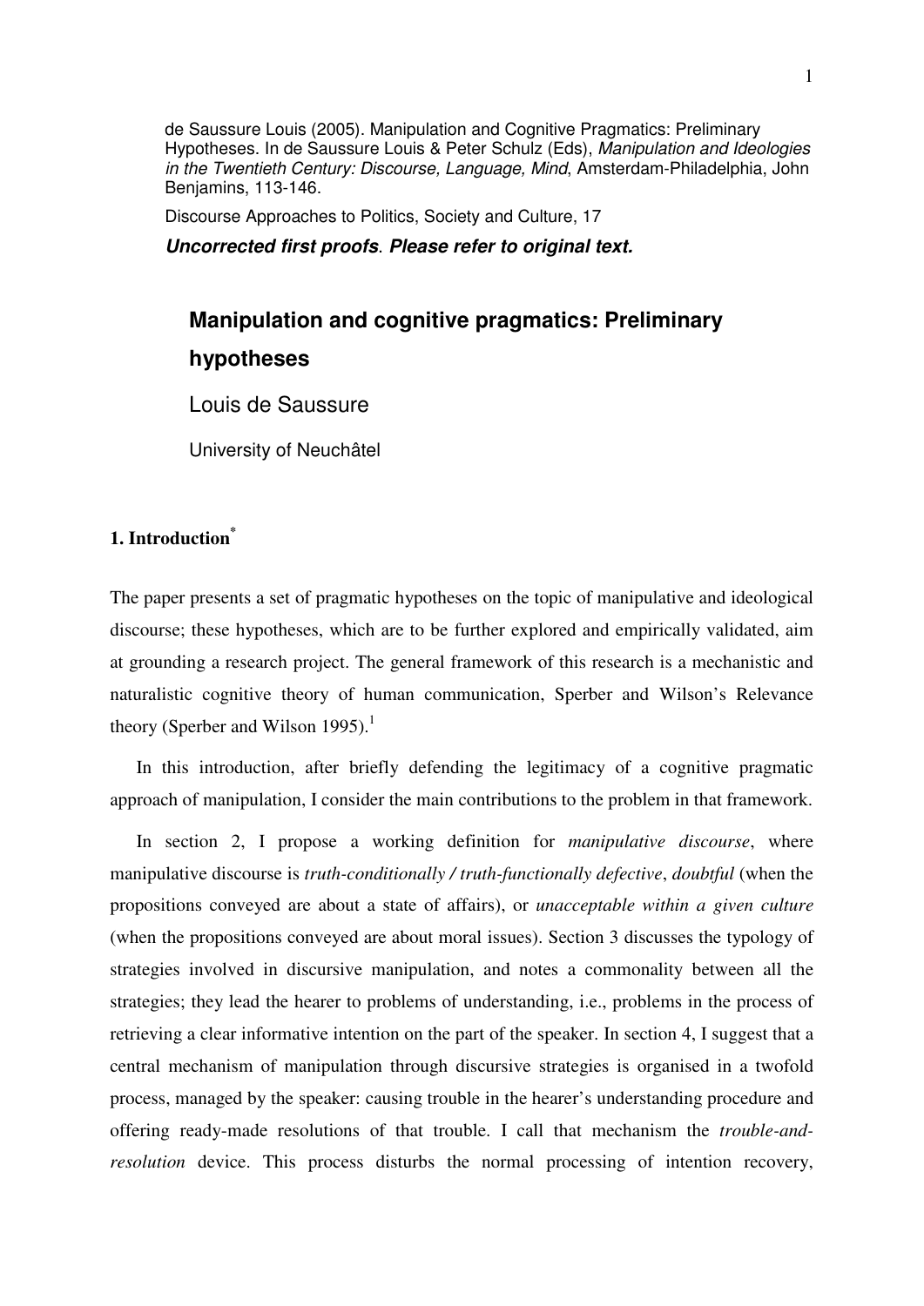de Saussure Louis (2005). Manipulation and Cognitive Pragmatics: Preliminary Hypotheses. In de Saussure Louis & Peter Schulz (Eds), *Manipulation and Ideologies in the Twentieth Century: Discourse, Language, Mind*, Amsterdam-Philadelphia, John Benjamins, 113-146.

Discourse Approaches to Politics, Society and Culture, 17

***Uncorrected first proofs*. *Please refer to original text.***

# Manipulation and cognitive pragmatics: Preliminary hypotheses

Louis de Saussure

University of Neuchâtel

## 1. Introduction[*]

The paper presents a set of pragmatic hypotheses on the topic of manipulative and ideological discourse; these hypotheses, which are to be further explored and empirically validated, aim at grounding a research project. The general framework of this research is a mechanistic and naturalistic cognitive theory of human communication, Sperber and Wilson's Relevance theory (Sperber and Wilson 1995).[1]

In this introduction, after briefly defending the legitimacy of a cognitive pragmatic approach of manipulation, I consider the main contributions to the problem in that framework.

In section 2, I propose a working definition for *manipulative discourse*, where manipulative discourse is *truth-conditionally / truth-functionally defective*, *doubtful* (when the propositions conveyed are about a state of affairs), or *unacceptable within a given culture* (when the propositions conveyed are about moral issues). Section 3 discusses the typology of strategies involved in discursive manipulation, and notes a commonality between all the strategies; they lead the hearer to problems of understanding, i.e., problems in the process of retrieving a clear informative intention on the part of the speaker. In section 4, I suggest that a central mechanism of manipulation through discursive strategies is organised in a twofold process, managed by the speaker: causing trouble in the hearer's understanding procedure and offering ready-made resolutions of that trouble. I call that mechanism the *trouble-and-resolution* device. This process disturbs the normal processing of intention recovery,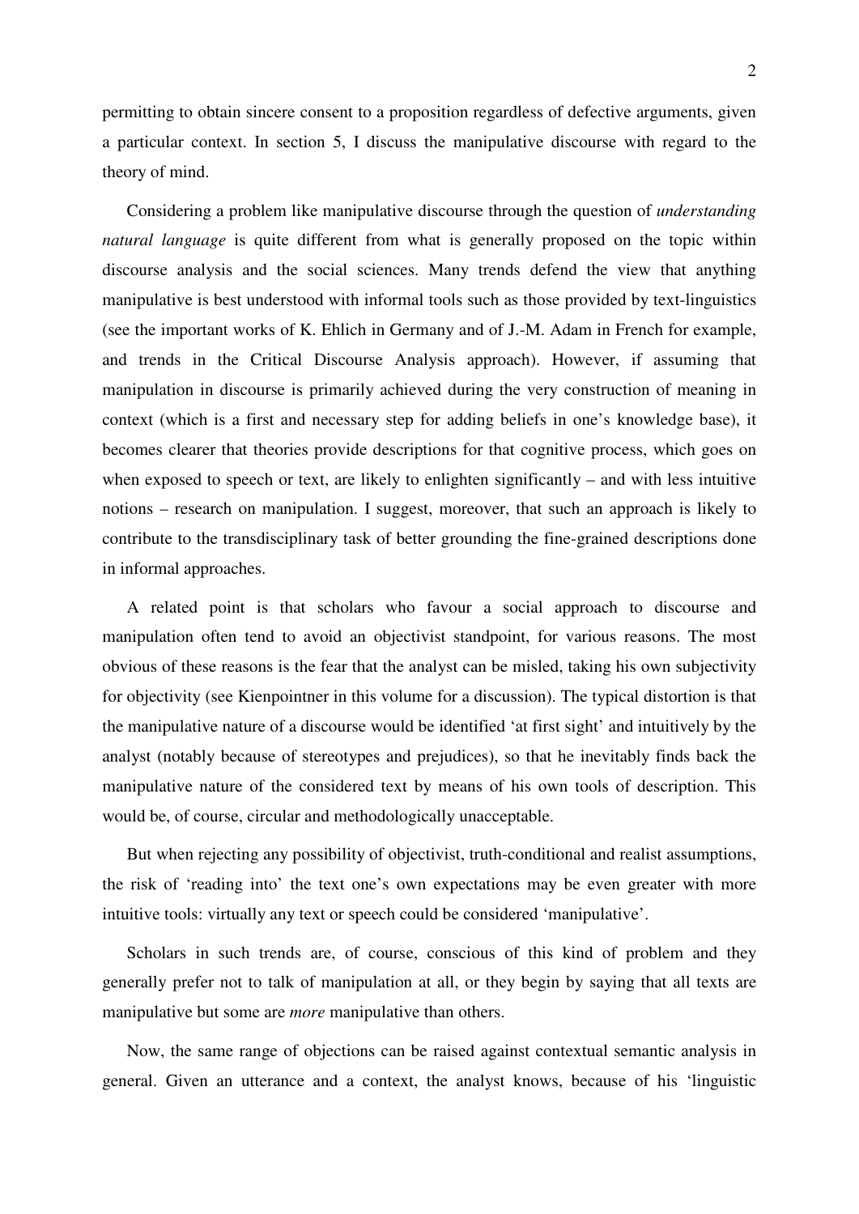permitting to obtain sincere consent to a proposition regardless of defective arguments, given a particular context. In section 5, I discuss the manipulative discourse with regard to the theory of mind.

Considering a problem like manipulative discourse through the question of *understanding natural language* is quite different from what is generally proposed on the topic within discourse analysis and the social sciences. Many trends defend the view that anything manipulative is best understood with informal tools such as those provided by text-linguistics (see the important works of K. Ehlich in Germany and of J.-M. Adam in French for example, and trends in the Critical Discourse Analysis approach). However, if assuming that manipulation in discourse is primarily achieved during the very construction of meaning in context (which is a first and necessary step for adding beliefs in one's knowledge base), it becomes clearer that theories provide descriptions for that cognitive process, which goes on when exposed to speech or text, are likely to enlighten significantly – and with less intuitive notions – research on manipulation. I suggest, moreover, that such an approach is likely to contribute to the transdisciplinary task of better grounding the fine-grained descriptions done in informal approaches.

A related point is that scholars who favour a social approach to discourse and manipulation often tend to avoid an objectivist standpoint, for various reasons. The most obvious of these reasons is the fear that the analyst can be misled, taking his own subjectivity for objectivity (see Kienpointner in this volume for a discussion). The typical distortion is that the manipulative nature of a discourse would be identified 'at first sight' and intuitively by the analyst (notably because of stereotypes and prejudices), so that he inevitably finds back the manipulative nature of the considered text by means of his own tools of description. This would be, of course, circular and methodologically unacceptable.

But when rejecting any possibility of objectivist, truth-conditional and realist assumptions, the risk of 'reading into' the text one's own expectations may be even greater with more intuitive tools: virtually any text or speech could be considered 'manipulative'.

Scholars in such trends are, of course, conscious of this kind of problem and they generally prefer not to talk of manipulation at all, or they begin by saying that all texts are manipulative but some are *more* manipulative than others.

Now, the same range of objections can be raised against contextual semantic analysis in general. Given an utterance and a context, the analyst knows, because of his 'linguistic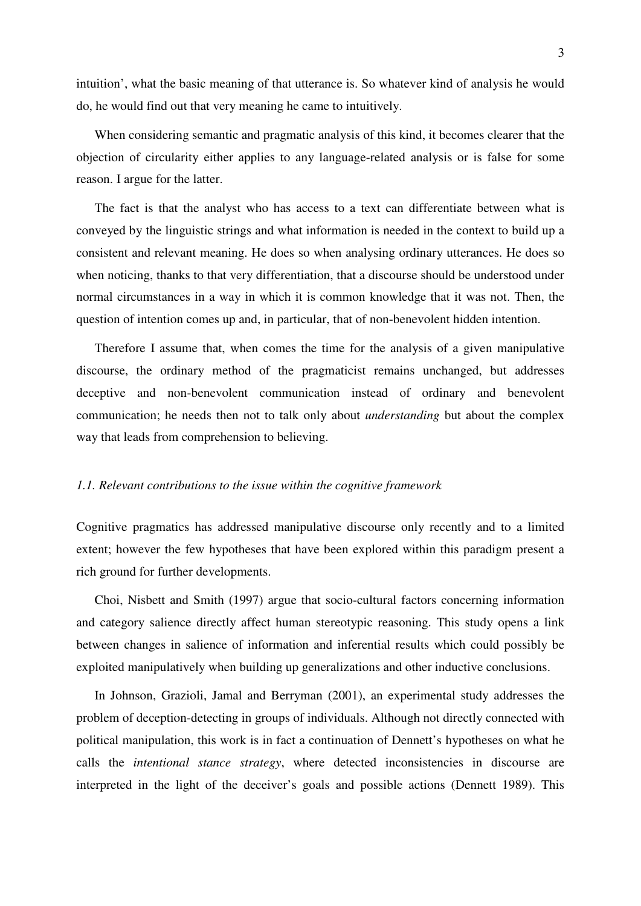intuition', what the basic meaning of that utterance is. So whatever kind of analysis he would do, he would find out that very meaning he came to intuitively.

When considering semantic and pragmatic analysis of this kind, it becomes clearer that the objection of circularity either applies to any language-related analysis or is false for some reason. I argue for the latter.

The fact is that the analyst who has access to a text can differentiate between what is conveyed by the linguistic strings and what information is needed in the context to build up a consistent and relevant meaning. He does so when analysing ordinary utterances. He does so when noticing, thanks to that very differentiation, that a discourse should be understood under normal circumstances in a way in which it is common knowledge that it was not. Then, the question of intention comes up and, in particular, that of non-benevolent hidden intention.

Therefore I assume that, when comes the time for the analysis of a given manipulative discourse, the ordinary method of the pragmaticist remains unchanged, but addresses deceptive and non-benevolent communication instead of ordinary and benevolent communication; he needs then not to talk only about *understanding* but about the complex way that leads from comprehension to believing.

### *1.1. Relevant contributions to the issue within the cognitive framework*

Cognitive pragmatics has addressed manipulative discourse only recently and to a limited extent; however the few hypotheses that have been explored within this paradigm present a rich ground for further developments.

Choi, Nisbett and Smith (1997) argue that socio-cultural factors concerning information and category salience directly affect human stereotypic reasoning. This study opens a link between changes in salience of information and inferential results which could possibly be exploited manipulatively when building up generalizations and other inductive conclusions.

In Johnson, Grazioli, Jamal and Berryman (2001), an experimental study addresses the problem of deception-detecting in groups of individuals. Although not directly connected with political manipulation, this work is in fact a continuation of Dennett's hypotheses on what he calls the *intentional stance strategy*, where detected inconsistencies in discourse are interpreted in the light of the deceiver's goals and possible actions (Dennett 1989). This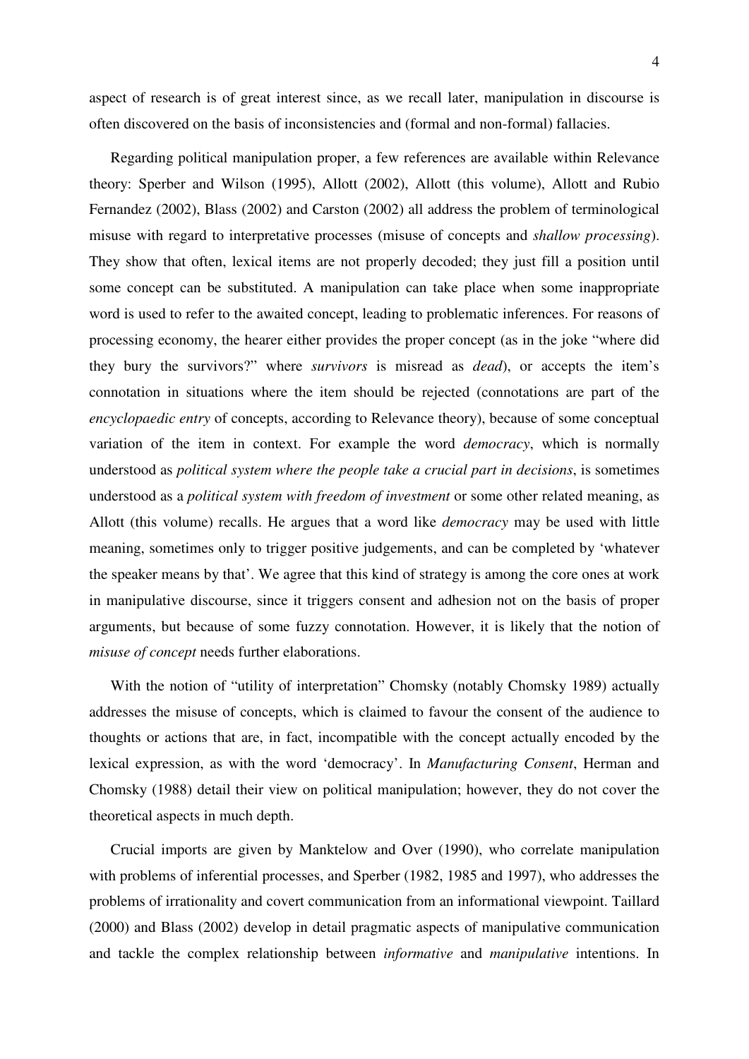aspect of research is of great interest since, as we recall later, manipulation in discourse is often discovered on the basis of inconsistencies and (formal and non-formal) fallacies.

Regarding political manipulation proper, a few references are available within Relevance theory: Sperber and Wilson (1995), Allott (2002), Allott (this volume), Allott and Rubio Fernandez (2002), Blass (2002) and Carston (2002) all address the problem of terminological misuse with regard to interpretative processes (misuse of concepts and *shallow processing*). They show that often, lexical items are not properly decoded; they just fill a position until some concept can be substituted. A manipulation can take place when some inappropriate word is used to refer to the awaited concept, leading to problematic inferences. For reasons of processing economy, the hearer either provides the proper concept (as in the joke "where did they bury the survivors?" where *survivors* is misread as *dead*), or accepts the item's connotation in situations where the item should be rejected (connotations are part of the *encyclopaedic entry* of concepts, according to Relevance theory), because of some conceptual variation of the item in context. For example the word *democracy*, which is normally understood as *political system where the people take a crucial part in decisions*, is sometimes understood as a *political system with freedom of investment* or some other related meaning, as Allott (this volume) recalls. He argues that a word like *democracy* may be used with little meaning, sometimes only to trigger positive judgements, and can be completed by 'whatever the speaker means by that'. We agree that this kind of strategy is among the core ones at work in manipulative discourse, since it triggers consent and adhesion not on the basis of proper arguments, but because of some fuzzy connotation. However, it is likely that the notion of *misuse of concept* needs further elaborations.

With the notion of "utility of interpretation" Chomsky (notably Chomsky 1989) actually addresses the misuse of concepts, which is claimed to favour the consent of the audience to thoughts or actions that are, in fact, incompatible with the concept actually encoded by the lexical expression, as with the word 'democracy'. In *Manufacturing Consent*, Herman and Chomsky (1988) detail their view on political manipulation; however, they do not cover the theoretical aspects in much depth.

Crucial imports are given by Manktelow and Over (1990), who correlate manipulation with problems of inferential processes, and Sperber (1982, 1985 and 1997), who addresses the problems of irrationality and covert communication from an informational viewpoint. Taillard (2000) and Blass (2002) develop in detail pragmatic aspects of manipulative communication and tackle the complex relationship between *informative* and *manipulative* intentions. In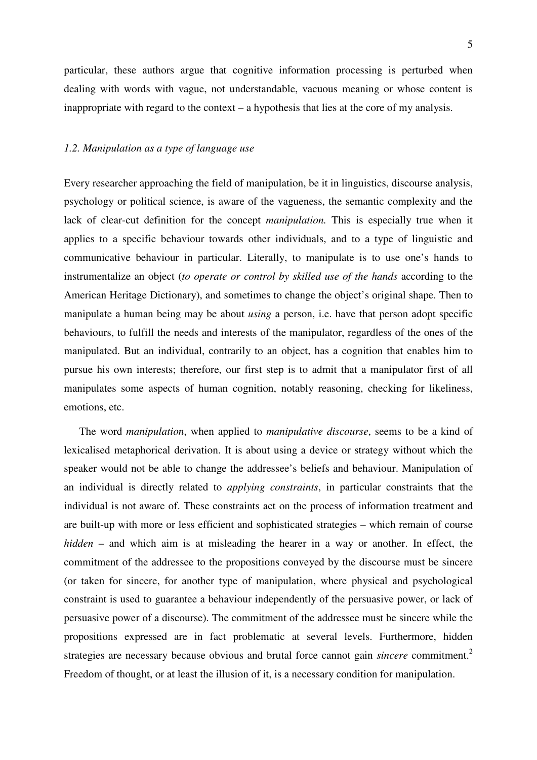particular, these authors argue that cognitive information processing is perturbed when dealing with words with vague, not understandable, vacuous meaning or whose content is inappropriate with regard to the context – a hypothesis that lies at the core of my analysis.

### *1.2. Manipulation as a type of language use*

Every researcher approaching the field of manipulation, be it in linguistics, discourse analysis, psychology or political science, is aware of the vagueness, the semantic complexity and the lack of clear-cut definition for the concept *manipulation.* This is especially true when it applies to a specific behaviour towards other individuals, and to a type of linguistic and communicative behaviour in particular. Literally, to manipulate is to use one's hands to instrumentalize an object (*to operate or control by skilled use of the hands* according to the American Heritage Dictionary), and sometimes to change the object's original shape. Then to manipulate a human being may be about *using* a person, i.e. have that person adopt specific behaviours, to fulfill the needs and interests of the manipulator, regardless of the ones of the manipulated. But an individual, contrarily to an object, has a cognition that enables him to pursue his own interests; therefore, our first step is to admit that a manipulator first of all manipulates some aspects of human cognition, notably reasoning, checking for likeliness, emotions, etc.

The word *manipulation*, when applied to *manipulative discourse*, seems to be a kind of lexicalised metaphorical derivation. It is about using a device or strategy without which the speaker would not be able to change the addressee's beliefs and behaviour. Manipulation of an individual is directly related to *applying constraints*, in particular constraints that the individual is not aware of. These constraints act on the process of information treatment and are built-up with more or less efficient and sophisticated strategies – which remain of course *hidden* – and which aim is at misleading the hearer in a way or another. In effect, the commitment of the addressee to the propositions conveyed by the discourse must be sincere (or taken for sincere, for another type of manipulation, where physical and psychological constraint is used to guarantee a behaviour independently of the persuasive power, or lack of persuasive power of a discourse). The commitment of the addressee must be sincere while the propositions expressed are in fact problematic at several levels. Furthermore, hidden strategies are necessary because obvious and brutal force cannot gain *sincere* commitment.[2] Freedom of thought, or at least the illusion of it, is a necessary condition for manipulation.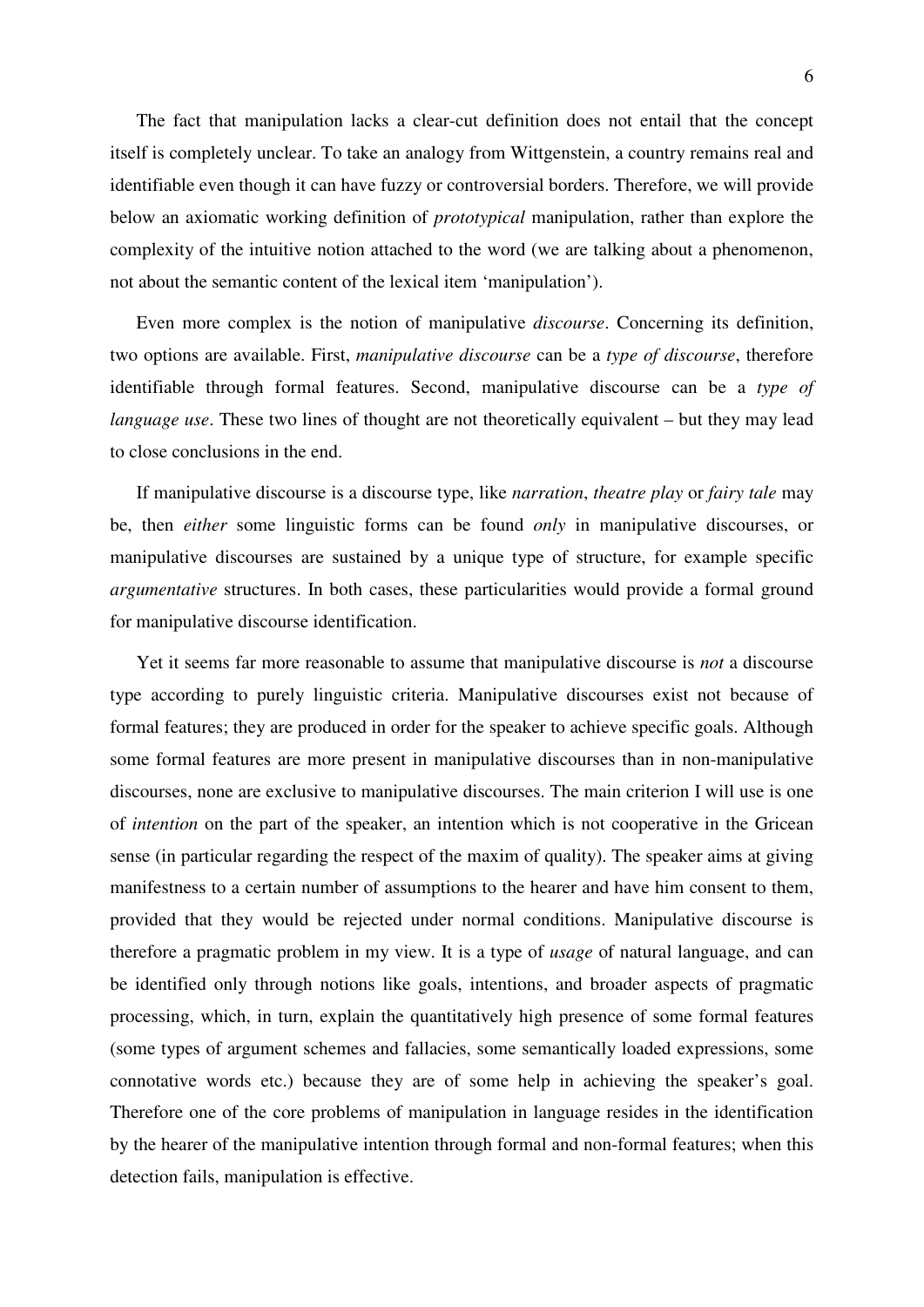The fact that manipulation lacks a clear-cut definition does not entail that the concept itself is completely unclear. To take an analogy from Wittgenstein, a country remains real and identifiable even though it can have fuzzy or controversial borders. Therefore, we will provide below an axiomatic working definition of *prototypical* manipulation, rather than explore the complexity of the intuitive notion attached to the word (we are talking about a phenomenon, not about the semantic content of the lexical item 'manipulation').

Even more complex is the notion of manipulative *discourse*. Concerning its definition, two options are available. First, *manipulative discourse* can be a *type of discourse*, therefore identifiable through formal features. Second, manipulative discourse can be a *type of language use*. These two lines of thought are not theoretically equivalent – but they may lead to close conclusions in the end.

If manipulative discourse is a discourse type, like *narration*, *theatre play* or *fairy tale* may be, then *either* some linguistic forms can be found *only* in manipulative discourses, or manipulative discourses are sustained by a unique type of structure, for example specific *argumentative* structures. In both cases, these particularities would provide a formal ground for manipulative discourse identification.

Yet it seems far more reasonable to assume that manipulative discourse is *not* a discourse type according to purely linguistic criteria. Manipulative discourses exist not because of formal features; they are produced in order for the speaker to achieve specific goals. Although some formal features are more present in manipulative discourses than in non-manipulative discourses, none are exclusive to manipulative discourses. The main criterion I will use is one of *intention* on the part of the speaker, an intention which is not cooperative in the Gricean sense (in particular regarding the respect of the maxim of quality). The speaker aims at giving manifestness to a certain number of assumptions to the hearer and have him consent to them, provided that they would be rejected under normal conditions. Manipulative discourse is therefore a pragmatic problem in my view. It is a type of *usage* of natural language, and can be identified only through notions like goals, intentions, and broader aspects of pragmatic processing, which, in turn, explain the quantitatively high presence of some formal features (some types of argument schemes and fallacies, some semantically loaded expressions, some connotative words etc.) because they are of some help in achieving the speaker's goal. Therefore one of the core problems of manipulation in language resides in the identification by the hearer of the manipulative intention through formal and non-formal features; when this detection fails, manipulation is effective.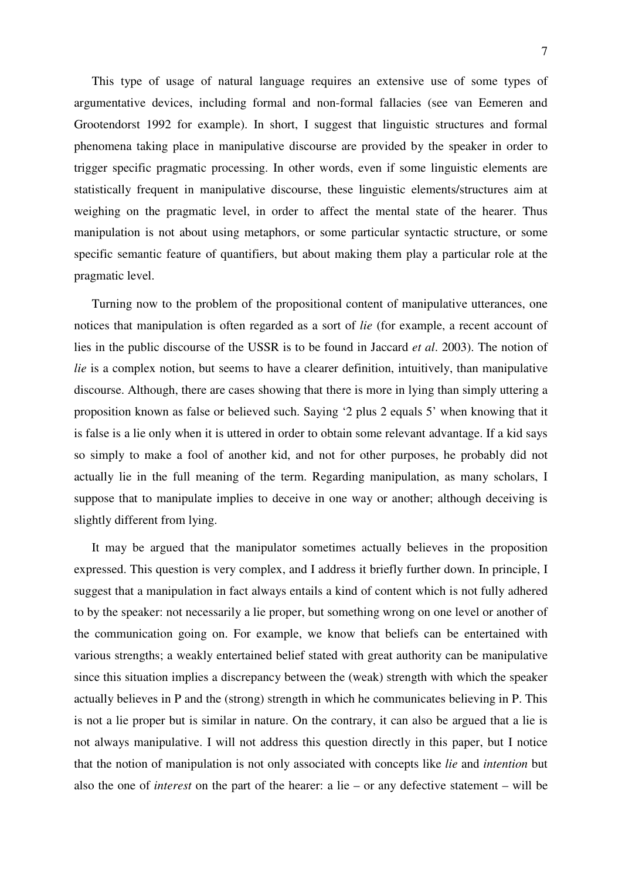This type of usage of natural language requires an extensive use of some types of argumentative devices, including formal and non-formal fallacies (see van Eemeren and Grootendorst 1992 for example). In short, I suggest that linguistic structures and formal phenomena taking place in manipulative discourse are provided by the speaker in order to trigger specific pragmatic processing. In other words, even if some linguistic elements are statistically frequent in manipulative discourse, these linguistic elements/structures aim at weighing on the pragmatic level, in order to affect the mental state of the hearer. Thus manipulation is not about using metaphors, or some particular syntactic structure, or some specific semantic feature of quantifiers, but about making them play a particular role at the pragmatic level.

Turning now to the problem of the propositional content of manipulative utterances, one notices that manipulation is often regarded as a sort of *lie* (for example, a recent account of lies in the public discourse of the USSR is to be found in Jaccard *et al*. 2003). The notion of *lie* is a complex notion, but seems to have a clearer definition, intuitively, than manipulative discourse. Although, there are cases showing that there is more in lying than simply uttering a proposition known as false or believed such. Saying '2 plus 2 equals 5' when knowing that it is false is a lie only when it is uttered in order to obtain some relevant advantage. If a kid says so simply to make a fool of another kid, and not for other purposes, he probably did not actually lie in the full meaning of the term. Regarding manipulation, as many scholars, I suppose that to manipulate implies to deceive in one way or another; although deceiving is slightly different from lying.

It may be argued that the manipulator sometimes actually believes in the proposition expressed. This question is very complex, and I address it briefly further down. In principle, I suggest that a manipulation in fact always entails a kind of content which is not fully adhered to by the speaker: not necessarily a lie proper, but something wrong on one level or another of the communication going on. For example, we know that beliefs can be entertained with various strengths; a weakly entertained belief stated with great authority can be manipulative since this situation implies a discrepancy between the (weak) strength with which the speaker actually believes in P and the (strong) strength in which he communicates believing in P. This is not a lie proper but is similar in nature. On the contrary, it can also be argued that a lie is not always manipulative. I will not address this question directly in this paper, but I notice that the notion of manipulation is not only associated with concepts like *lie* and *intention* but also the one of *interest* on the part of the hearer: a lie – or any defective statement – will be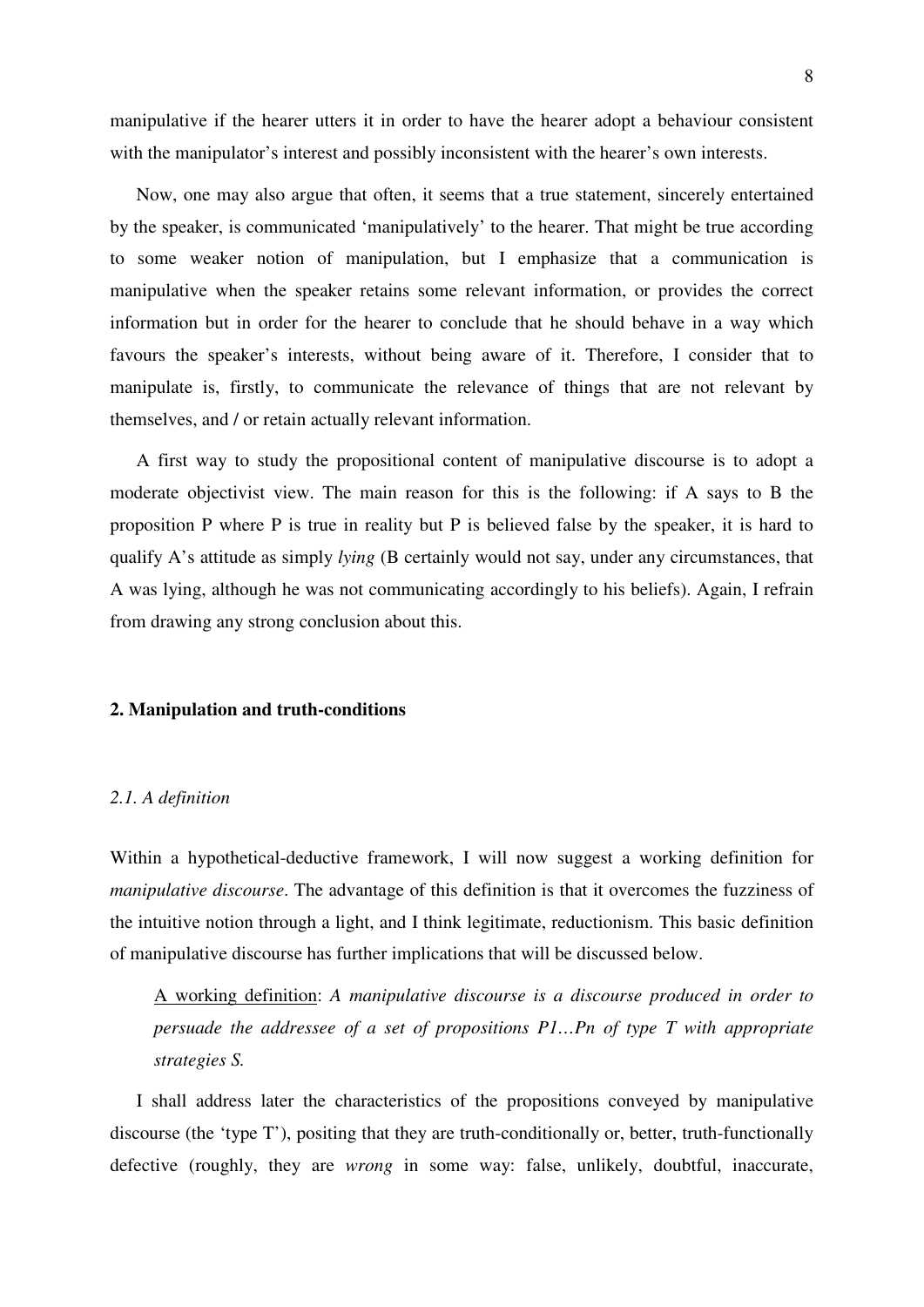manipulative if the hearer utters it in order to have the hearer adopt a behaviour consistent with the manipulator's interest and possibly inconsistent with the hearer's own interests.

Now, one may also argue that often, it seems that a true statement, sincerely entertained by the speaker, is communicated 'manipulatively' to the hearer. That might be true according to some weaker notion of manipulation, but I emphasize that a communication is manipulative when the speaker retains some relevant information, or provides the correct information but in order for the hearer to conclude that he should behave in a way which favours the speaker's interests, without being aware of it. Therefore, I consider that to manipulate is, firstly, to communicate the relevance of things that are not relevant by themselves, and / or retain actually relevant information.

A first way to study the propositional content of manipulative discourse is to adopt a moderate objectivist view. The main reason for this is the following: if A says to B the proposition P where P is true in reality but P is believed false by the speaker, it is hard to qualify A's attitude as simply *lying* (B certainly would not say, under any circumstances, that A was lying, although he was not communicating accordingly to his beliefs). Again, I refrain from drawing any strong conclusion about this.

## 2. Manipulation and truth-conditions

### *2.1. A definition*

Within a hypothetical-deductive framework, I will now suggest a working definition for *manipulative discourse*. The advantage of this definition is that it overcomes the fuzziness of the intuitive notion through a light, and I think legitimate, reductionism. This basic definition of manipulative discourse has further implications that will be discussed below.

> <u>A working definition</u>: *A manipulative discourse is a discourse produced in order to persuade the addressee of a set of propositions P1…Pn of type T with appropriate strategies S.*

I shall address later the characteristics of the propositions conveyed by manipulative discourse (the 'type T'), positing that they are truth-conditionally or, better, truth-functionally defective (roughly, they are *wrong* in some way: false, unlikely, doubtful, inaccurate,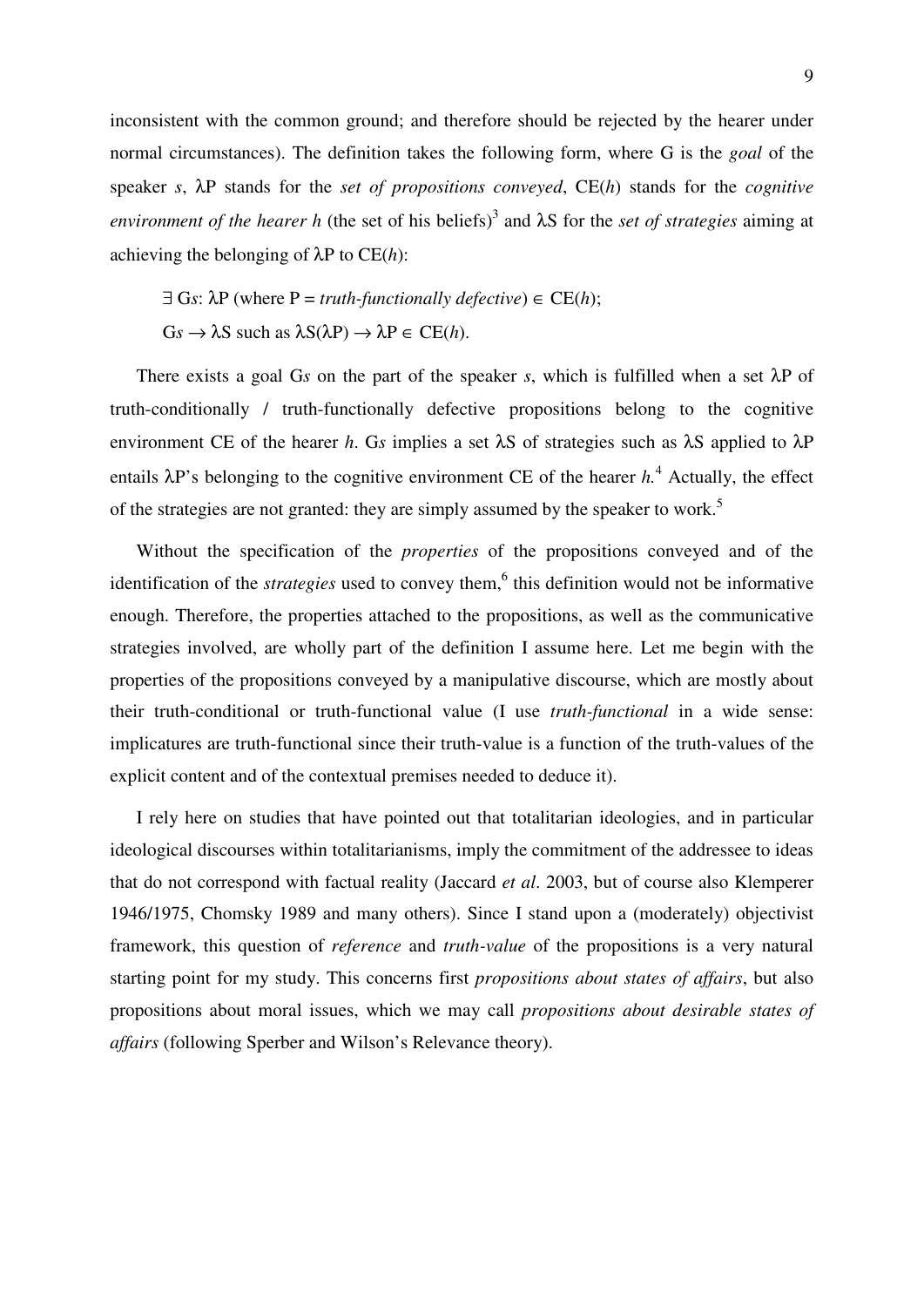inconsistent with the common ground; and therefore should be rejected by the hearer under normal circumstances). The definition takes the following form, where G is the *goal* of the speaker *s*, $\lambda$P stands for the *set of propositions conveyed*, CE(*h*) stands for the *cognitive environment of the hearer h* (the set of his beliefs)[3] and $\lambda$S for the *set of strategies* aiming at achieving the belonging of $\lambda$P to CE(*h*):

$\exists$ G*s*: $\lambda$P (where P = *truth-functionally defective*) $\in$ CE(*h*);

G*s* $\rightarrow$ $\lambda$S such as $\lambda$S($\lambda$P) $\rightarrow$ $\lambda$P $\in$ CE(*h*).

There exists a goal G*s* on the part of the speaker *s*, which is fulfilled when a set $\lambda$P of truth-conditionally / truth-functionally defective propositions belong to the cognitive environment CE of the hearer *h*. G*s* implies a set $\lambda$S of strategies such as $\lambda$S applied to $\lambda$P entails $\lambda$P's belonging to the cognitive environment CE of the hearer *h*.[4] Actually, the effect of the strategies are not granted: they are simply assumed by the speaker to work.[5]

Without the specification of the *properties* of the propositions conveyed and of the identification of the *strategies* used to convey them,[6] this definition would not be informative enough. Therefore, the properties attached to the propositions, as well as the communicative strategies involved, are wholly part of the definition I assume here. Let me begin with the properties of the propositions conveyed by a manipulative discourse, which are mostly about their truth-conditional or truth-functional value (I use *truth-functional* in a wide sense: implicatures are truth-functional since their truth-value is a function of the truth-values of the explicit content and of the contextual premises needed to deduce it).

I rely here on studies that have pointed out that totalitarian ideologies, and in particular ideological discourses within totalitarianisms, imply the commitment of the addressee to ideas that do not correspond with factual reality (Jaccard *et al*. 2003, but of course also Klemperer 1946/1975, Chomsky 1989 and many others). Since I stand upon a (moderately) objectivist framework, this question of *reference* and *truth-value* of the propositions is a very natural starting point for my study. This concerns first *propositions about states of affairs*, but also propositions about moral issues, which we may call *propositions about desirable states of affairs* (following Sperber and Wilson's Relevance theory).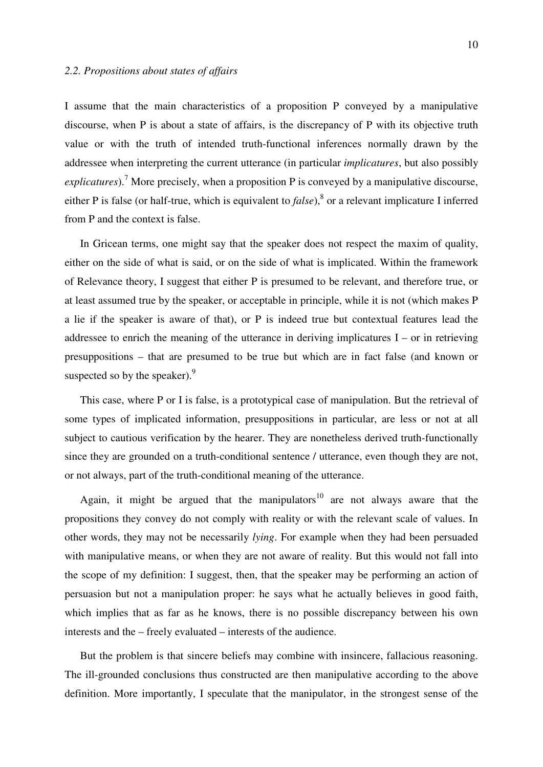*2.2. Propositions about states of affairs*

I assume that the main characteristics of a proposition P conveyed by a manipulative discourse, when P is about a state of affairs, is the discrepancy of P with its objective truth value or with the truth of intended truth-functional inferences normally drawn by the addressee when interpreting the current utterance (in particular *implicatures*, but also possibly *explicatures*).[7] More precisely, when a proposition P is conveyed by a manipulative discourse, either P is false (or half-true, which is equivalent to *false*),[8] or a relevant implicature I inferred from P and the context is false.

In Gricean terms, one might say that the speaker does not respect the maxim of quality, either on the side of what is said, or on the side of what is implicated. Within the framework of Relevance theory, I suggest that either P is presumed to be relevant, and therefore true, or at least assumed true by the speaker, or acceptable in principle, while it is not (which makes P a lie if the speaker is aware of that), or P is indeed true but contextual features lead the addressee to enrich the meaning of the utterance in deriving implicatures I – or in retrieving presuppositions – that are presumed to be true but which are in fact false (and known or suspected so by the speaker).[9]

This case, where P or I is false, is a prototypical case of manipulation. But the retrieval of some types of implicated information, presuppositions in particular, are less or not at all subject to cautious verification by the hearer. They are nonetheless derived truth-functionally since they are grounded on a truth-conditional sentence / utterance, even though they are not, or not always, part of the truth-conditional meaning of the utterance.

Again, it might be argued that the manipulators[10] are not always aware that the propositions they convey do not comply with reality or with the relevant scale of values. In other words, they may not be necessarily *lying*. For example when they had been persuaded with manipulative means, or when they are not aware of reality. But this would not fall into the scope of my definition: I suggest, then, that the speaker may be performing an action of persuasion but not a manipulation proper: he says what he actually believes in good faith, which implies that as far as he knows, there is no possible discrepancy between his own interests and the – freely evaluated – interests of the audience.

But the problem is that sincere beliefs may combine with insincere, fallacious reasoning. The ill-grounded conclusions thus constructed are then manipulative according to the above definition. More importantly, I speculate that the manipulator, in the strongest sense of the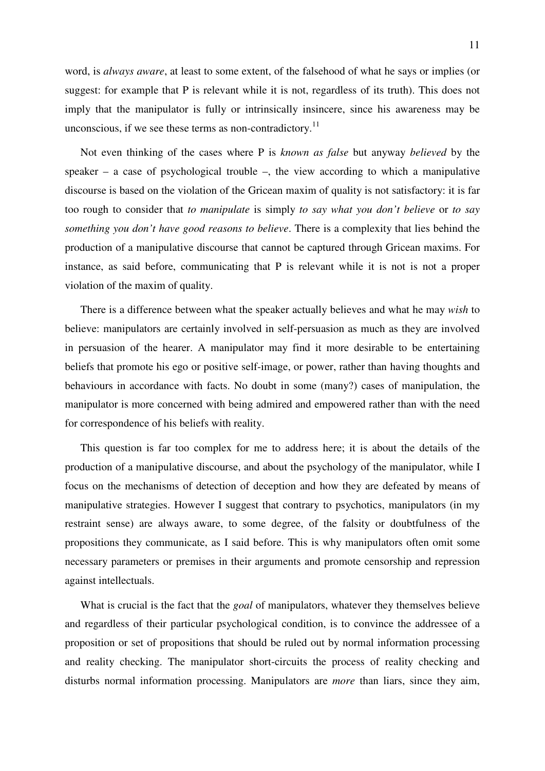word, is *always aware*, at least to some extent, of the falsehood of what he says or implies (or suggest: for example that P is relevant while it is not, regardless of its truth). This does not imply that the manipulator is fully or intrinsically insincere, since his awareness may be unconscious, if we see these terms as non-contradictory.[11]

Not even thinking of the cases where P is *known as false* but anyway *believed* by the speaker – a case of psychological trouble –, the view according to which a manipulative discourse is based on the violation of the Gricean maxim of quality is not satisfactory: it is far too rough to consider that *to manipulate* is simply *to say what you don't believe* or *to say something you don't have good reasons to believe*. There is a complexity that lies behind the production of a manipulative discourse that cannot be captured through Gricean maxims. For instance, as said before, communicating that P is relevant while it is not is not a proper violation of the maxim of quality.

There is a difference between what the speaker actually believes and what he may *wish* to believe: manipulators are certainly involved in self-persuasion as much as they are involved in persuasion of the hearer. A manipulator may find it more desirable to be entertaining beliefs that promote his ego or positive self-image, or power, rather than having thoughts and behaviours in accordance with facts. No doubt in some (many?) cases of manipulation, the manipulator is more concerned with being admired and empowered rather than with the need for correspondence of his beliefs with reality.

This question is far too complex for me to address here; it is about the details of the production of a manipulative discourse, and about the psychology of the manipulator, while I focus on the mechanisms of detection of deception and how they are defeated by means of manipulative strategies. However I suggest that contrary to psychotics, manipulators (in my restraint sense) are always aware, to some degree, of the falsity or doubtfulness of the propositions they communicate, as I said before. This is why manipulators often omit some necessary parameters or premises in their arguments and promote censorship and repression against intellectuals.

What is crucial is the fact that the *goal* of manipulators, whatever they themselves believe and regardless of their particular psychological condition, is to convince the addressee of a proposition or set of propositions that should be ruled out by normal information processing and reality checking. The manipulator short-circuits the process of reality checking and disturbs normal information processing. Manipulators are *more* than liars, since they aim,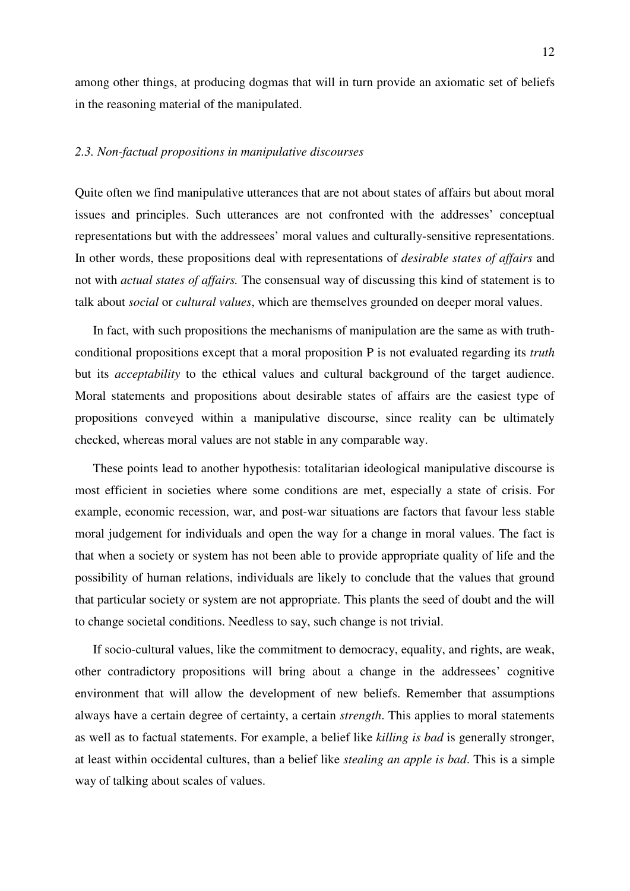among other things, at producing dogmas that will in turn provide an axiomatic set of beliefs in the reasoning material of the manipulated.

### *2.3. Non-factual propositions in manipulative discourses*

Quite often we find manipulative utterances that are not about states of affairs but about moral issues and principles. Such utterances are not confronted with the addresses' conceptual representations but with the addressees' moral values and culturally-sensitive representations. In other words, these propositions deal with representations of *desirable states of affairs* and not with *actual states of affairs.* The consensual way of discussing this kind of statement is to talk about *social* or *cultural values*, which are themselves grounded on deeper moral values.

In fact, with such propositions the mechanisms of manipulation are the same as with truth-conditional propositions except that a moral proposition P is not evaluated regarding its *truth* but its *acceptability* to the ethical values and cultural background of the target audience. Moral statements and propositions about desirable states of affairs are the easiest type of propositions conveyed within a manipulative discourse, since reality can be ultimately checked, whereas moral values are not stable in any comparable way.

These points lead to another hypothesis: totalitarian ideological manipulative discourse is most efficient in societies where some conditions are met, especially a state of crisis. For example, economic recession, war, and post-war situations are factors that favour less stable moral judgement for individuals and open the way for a change in moral values. The fact is that when a society or system has not been able to provide appropriate quality of life and the possibility of human relations, individuals are likely to conclude that the values that ground that particular society or system are not appropriate. This plants the seed of doubt and the will to change societal conditions. Needless to say, such change is not trivial.

If socio-cultural values, like the commitment to democracy, equality, and rights, are weak, other contradictory propositions will bring about a change in the addressees' cognitive environment that will allow the development of new beliefs. Remember that assumptions always have a certain degree of certainty, a certain *strength*. This applies to moral statements as well as to factual statements. For example, a belief like *killing is bad* is generally stronger, at least within occidental cultures, than a belief like *stealing an apple is bad*. This is a simple way of talking about scales of values.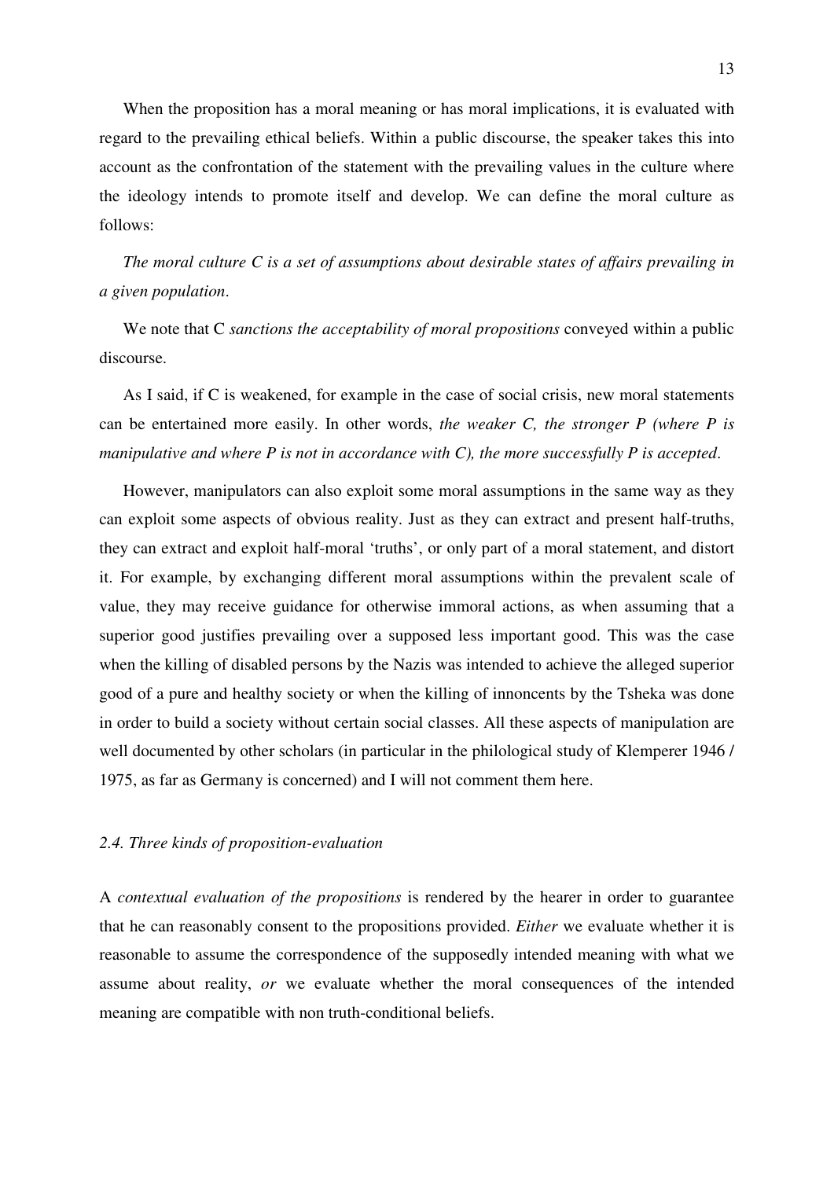When the proposition has a moral meaning or has moral implications, it is evaluated with regard to the prevailing ethical beliefs. Within a public discourse, the speaker takes this into account as the confrontation of the statement with the prevailing values in the culture where the ideology intends to promote itself and develop. We can define the moral culture as follows:

*The moral culture C is a set of assumptions about desirable states of affairs prevailing in a given population*.

We note that C *sanctions the acceptability of moral propositions* conveyed within a public discourse.

As I said, if C is weakened, for example in the case of social crisis, new moral statements can be entertained more easily. In other words, *the weaker C, the stronger P (where P is manipulative and where P is not in accordance with C), the more successfully P is accepted*.

However, manipulators can also exploit some moral assumptions in the same way as they can exploit some aspects of obvious reality. Just as they can extract and present half-truths, they can extract and exploit half-moral 'truths', or only part of a moral statement, and distort it. For example, by exchanging different moral assumptions within the prevalent scale of value, they may receive guidance for otherwise immoral actions, as when assuming that a superior good justifies prevailing over a supposed less important good. This was the case when the killing of disabled persons by the Nazis was intended to achieve the alleged superior good of a pure and healthy society or when the killing of innoncents by the Tsheka was done in order to build a society without certain social classes. All these aspects of manipulation are well documented by other scholars (in particular in the philological study of Klemperer 1946 / 1975, as far as Germany is concerned) and I will not comment them here.

### *2.4. Three kinds of proposition-evaluation*

A *contextual evaluation of the propositions* is rendered by the hearer in order to guarantee that he can reasonably consent to the propositions provided. *Either* we evaluate whether it is reasonable to assume the correspondence of the supposedly intended meaning with what we assume about reality, *or* we evaluate whether the moral consequences of the intended meaning are compatible with non truth-conditional beliefs.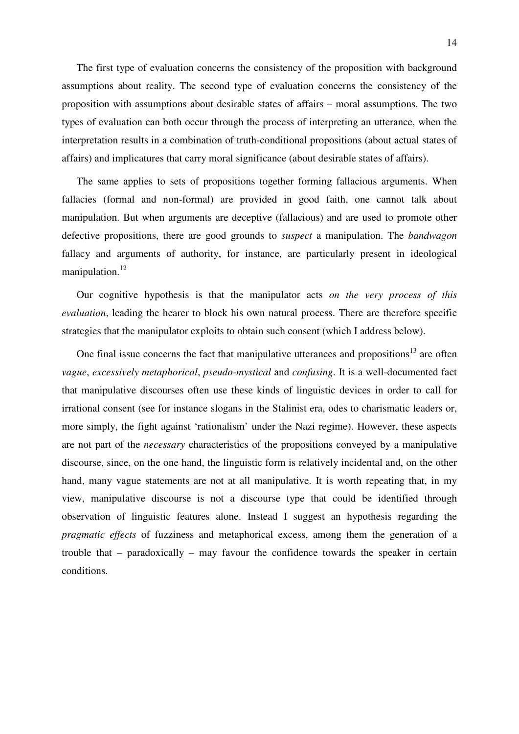The first type of evaluation concerns the consistency of the proposition with background assumptions about reality. The second type of evaluation concerns the consistency of the proposition with assumptions about desirable states of affairs – moral assumptions. The two types of evaluation can both occur through the process of interpreting an utterance, when the interpretation results in a combination of truth-conditional propositions (about actual states of affairs) and implicatures that carry moral significance (about desirable states of affairs).

The same applies to sets of propositions together forming fallacious arguments. When fallacies (formal and non-formal) are provided in good faith, one cannot talk about manipulation. But when arguments are deceptive (fallacious) and are used to promote other defective propositions, there are good grounds to *suspect* a manipulation. The *bandwagon* fallacy and arguments of authority, for instance, are particularly present in ideological manipulation.[12]

Our cognitive hypothesis is that the manipulator acts *on the very process of this evaluation*, leading the hearer to block his own natural process. There are therefore specific strategies that the manipulator exploits to obtain such consent (which I address below).

One final issue concerns the fact that manipulative utterances and propositions[13] are often *vague*, *excessively metaphorical*, *pseudo-mystical* and *confusing*. It is a well-documented fact that manipulative discourses often use these kinds of linguistic devices in order to call for irrational consent (see for instance slogans in the Stalinist era, odes to charismatic leaders or, more simply, the fight against 'rationalism' under the Nazi regime). However, these aspects are not part of the *necessary* characteristics of the propositions conveyed by a manipulative discourse, since, on the one hand, the linguistic form is relatively incidental and, on the other hand, many vague statements are not at all manipulative. It is worth repeating that, in my view, manipulative discourse is not a discourse type that could be identified through observation of linguistic features alone. Instead I suggest an hypothesis regarding the *pragmatic effects* of fuzziness and metaphorical excess, among them the generation of a trouble that – paradoxically – may favour the confidence towards the speaker in certain conditions.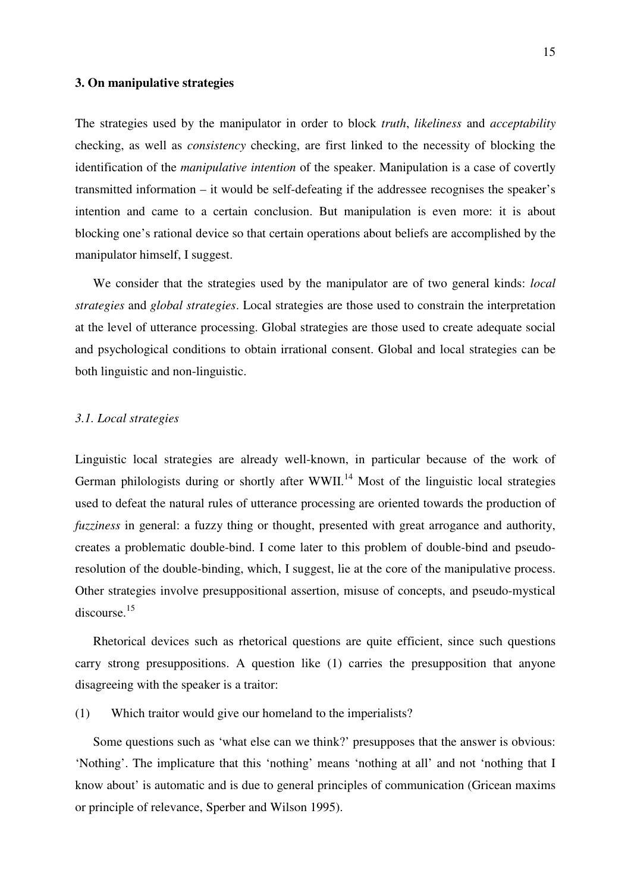## 3. On manipulative strategies

The strategies used by the manipulator in order to block *truth*, *likeliness* and *acceptability* checking, as well as *consistency* checking, are first linked to the necessity of blocking the identification of the *manipulative intention* of the speaker. Manipulation is a case of covertly transmitted information – it would be self-defeating if the addressee recognises the speaker's intention and came to a certain conclusion. But manipulation is even more: it is about blocking one's rational device so that certain operations about beliefs are accomplished by the manipulator himself, I suggest.

We consider that the strategies used by the manipulator are of two general kinds: *local strategies* and *global strategies*. Local strategies are those used to constrain the interpretation at the level of utterance processing. Global strategies are those used to create adequate social and psychological conditions to obtain irrational consent. Global and local strategies can be both linguistic and non-linguistic.

### *3.1. Local strategies*

Linguistic local strategies are already well-known, in particular because of the work of German philologists during or shortly after WWII.[14] Most of the linguistic local strategies used to defeat the natural rules of utterance processing are oriented towards the production of *fuzziness* in general: a fuzzy thing or thought, presented with great arrogance and authority, creates a problematic double-bind. I come later to this problem of double-bind and pseudo-resolution of the double-binding, which, I suggest, lie at the core of the manipulative process. Other strategies involve presuppositional assertion, misuse of concepts, and pseudo-mystical discourse.[15]

Rhetorical devices such as rhetorical questions are quite efficient, since such questions carry strong presuppositions. A question like (1) carries the presupposition that anyone disagreeing with the speaker is a traitor:

(1) Which traitor would give our homeland to the imperialists?

Some questions such as 'what else can we think?' presupposes that the answer is obvious: 'Nothing'. The implicature that this 'nothing' means 'nothing at all' and not 'nothing that I know about' is automatic and is due to general principles of communication (Gricean maxims or principle of relevance, Sperber and Wilson 1995).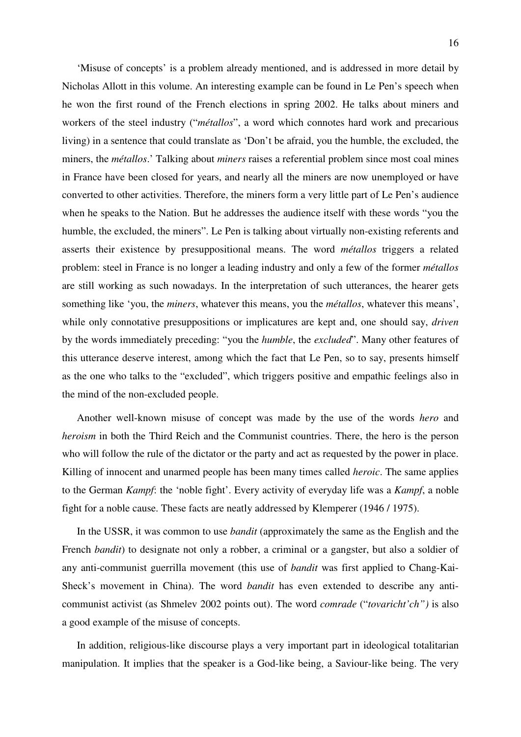'Misuse of concepts' is a problem already mentioned, and is addressed in more detail by Nicholas Allott in this volume. An interesting example can be found in Le Pen's speech when he won the first round of the French elections in spring 2002. He talks about miners and workers of the steel industry ("*métallos*", a word which connotes hard work and precarious living) in a sentence that could translate as 'Don't be afraid, you the humble, the excluded, the miners, the *métallos*.' Talking about *miners* raises a referential problem since most coal mines in France have been closed for years, and nearly all the miners are now unemployed or have converted to other activities. Therefore, the miners form a very little part of Le Pen's audience when he speaks to the Nation. But he addresses the audience itself with these words "you the humble, the excluded, the miners". Le Pen is talking about virtually non-existing referents and asserts their existence by presuppositional means. The word *métallos* triggers a related problem: steel in France is no longer a leading industry and only a few of the former *métallos* are still working as such nowadays. In the interpretation of such utterances, the hearer gets something like 'you, the *miners*, whatever this means, you the *métallos*, whatever this means', while only connotative presuppositions or implicatures are kept and, one should say, *driven* by the words immediately preceding: "you the *humble*, the *excluded*". Many other features of this utterance deserve interest, among which the fact that Le Pen, so to say, presents himself as the one who talks to the "excluded", which triggers positive and empathic feelings also in the mind of the non-excluded people.

Another well-known misuse of concept was made by the use of the words *hero* and *heroism* in both the Third Reich and the Communist countries. There, the hero is the person who will follow the rule of the dictator or the party and act as requested by the power in place. Killing of innocent and unarmed people has been many times called *heroic*. The same applies to the German *Kampf*: the 'noble fight'. Every activity of everyday life was a *Kampf*, a noble fight for a noble cause. These facts are neatly addressed by Klemperer (1946 / 1975).

In the USSR, it was common to use *bandit* (approximately the same as the English and the French *bandit*) to designate not only a robber, a criminal or a gangster, but also a soldier of any anti-communist guerrilla movement (this use of *bandit* was first applied to Chang-Kai-Sheck's movement in China). The word *bandit* has even extended to describe any anti-communist activist (as Shmelev 2002 points out). The word *comrade* ("*tovaricht'ch")* is also a good example of the misuse of concepts.

In addition, religious-like discourse plays a very important part in ideological totalitarian manipulation. It implies that the speaker is a God-like being, a Saviour-like being. The very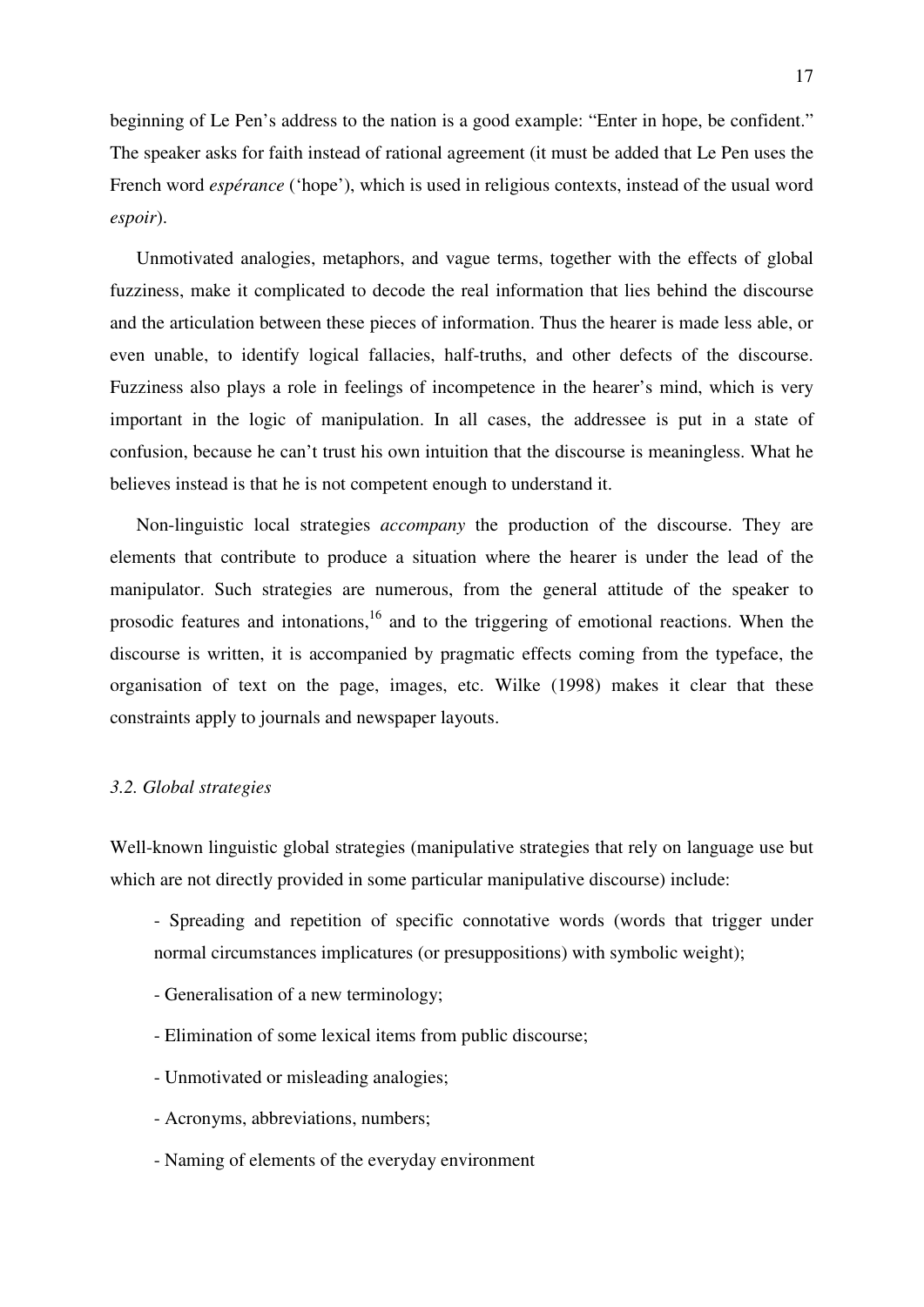beginning of Le Pen's address to the nation is a good example: "Enter in hope, be confident." The speaker asks for faith instead of rational agreement (it must be added that Le Pen uses the French word *espérance* ('hope'), which is used in religious contexts, instead of the usual word *espoir*).

Unmotivated analogies, metaphors, and vague terms, together with the effects of global fuzziness, make it complicated to decode the real information that lies behind the discourse and the articulation between these pieces of information. Thus the hearer is made less able, or even unable, to identify logical fallacies, half-truths, and other defects of the discourse. Fuzziness also plays a role in feelings of incompetence in the hearer's mind, which is very important in the logic of manipulation. In all cases, the addressee is put in a state of confusion, because he can't trust his own intuition that the discourse is meaningless. What he believes instead is that he is not competent enough to understand it.

Non-linguistic local strategies *accompany* the production of the discourse. They are elements that contribute to produce a situation where the hearer is under the lead of the manipulator. Such strategies are numerous, from the general attitude of the speaker to prosodic features and intonations,[16] and to the triggering of emotional reactions. When the discourse is written, it is accompanied by pragmatic effects coming from the typeface, the organisation of text on the page, images, etc. Wilke (1998) makes it clear that these constraints apply to journals and newspaper layouts.

### *3.2. Global strategies*

Well-known linguistic global strategies (manipulative strategies that rely on language use but which are not directly provided in some particular manipulative discourse) include:

- Spreading and repetition of specific connotative words (words that trigger under normal circumstances implicatures (or presuppositions) with symbolic weight);
- Generalisation of a new terminology;
- Elimination of some lexical items from public discourse;
- Unmotivated or misleading analogies;
- Acronyms, abbreviations, numbers;
- Naming of elements of the everyday environment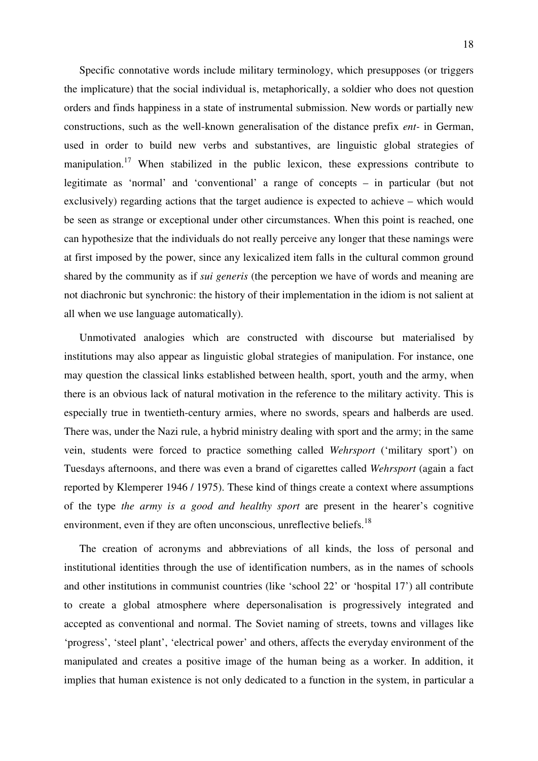Specific connotative words include military terminology, which presupposes (or triggers the implicature) that the social individual is, metaphorically, a soldier who does not question orders and finds happiness in a state of instrumental submission. New words or partially new constructions, such as the well-known generalisation of the distance prefix *ent-* in German, used in order to build new verbs and substantives, are linguistic global strategies of manipulation.[17] When stabilized in the public lexicon, these expressions contribute to legitimate as 'normal' and 'conventional' a range of concepts – in particular (but not exclusively) regarding actions that the target audience is expected to achieve – which would be seen as strange or exceptional under other circumstances. When this point is reached, one can hypothesize that the individuals do not really perceive any longer that these namings were at first imposed by the power, since any lexicalized item falls in the cultural common ground shared by the community as if *sui generis* (the perception we have of words and meaning are not diachronic but synchronic: the history of their implementation in the idiom is not salient at all when we use language automatically).

Unmotivated analogies which are constructed with discourse but materialised by institutions may also appear as linguistic global strategies of manipulation. For instance, one may question the classical links established between health, sport, youth and the army, when there is an obvious lack of natural motivation in the reference to the military activity. This is especially true in twentieth-century armies, where no swords, spears and halberds are used. There was, under the Nazi rule, a hybrid ministry dealing with sport and the army; in the same vein, students were forced to practice something called *Wehrsport* ('military sport') on Tuesdays afternoons, and there was even a brand of cigarettes called *Wehrsport* (again a fact reported by Klemperer 1946 / 1975). These kind of things create a context where assumptions of the type *the army is a good and healthy sport* are present in the hearer's cognitive environment, even if they are often unconscious, unreflective beliefs.[18]

The creation of acronyms and abbreviations of all kinds, the loss of personal and institutional identities through the use of identification numbers, as in the names of schools and other institutions in communist countries (like 'school 22' or 'hospital 17') all contribute to create a global atmosphere where depersonalisation is progressively integrated and accepted as conventional and normal. The Soviet naming of streets, towns and villages like 'progress', 'steel plant', 'electrical power' and others, affects the everyday environment of the manipulated and creates a positive image of the human being as a worker. In addition, it implies that human existence is not only dedicated to a function in the system, in particular a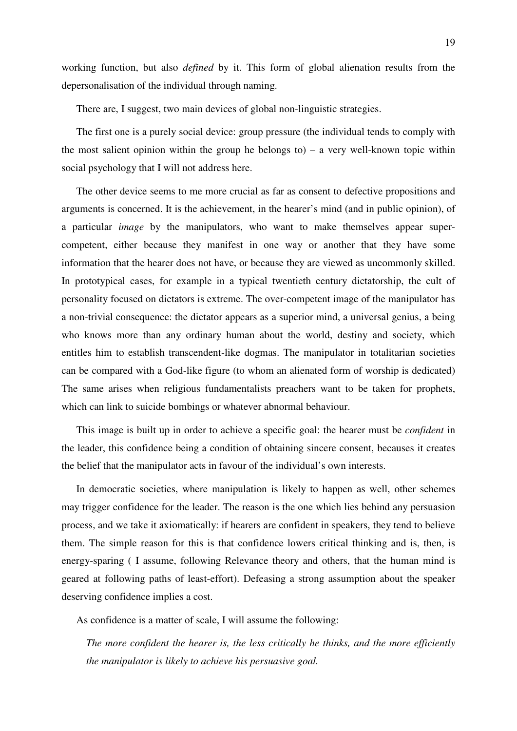working function, but also *defined* by it. This form of global alienation results from the depersonalisation of the individual through naming.

There are, I suggest, two main devices of global non-linguistic strategies.

The first one is a purely social device: group pressure (the individual tends to comply with the most salient opinion within the group he belongs to) – a very well-known topic within social psychology that I will not address here.

The other device seems to me more crucial as far as consent to defective propositions and arguments is concerned. It is the achievement, in the hearer's mind (and in public opinion), of a particular *image* by the manipulators, who want to make themselves appear super-competent, either because they manifest in one way or another that they have some information that the hearer does not have, or because they are viewed as uncommonly skilled. In prototypical cases, for example in a typical twentieth century dictatorship, the cult of personality focused on dictators is extreme. The over-competent image of the manipulator has a non-trivial consequence: the dictator appears as a superior mind, a universal genius, a being who knows more than any ordinary human about the world, destiny and society, which entitles him to establish transcendent-like dogmas. The manipulator in totalitarian societies can be compared with a God-like figure (to whom an alienated form of worship is dedicated) The same arises when religious fundamentalists preachers want to be taken for prophets, which can link to suicide bombings or whatever abnormal behaviour.

This image is built up in order to achieve a specific goal: the hearer must be *confident* in the leader, this confidence being a condition of obtaining sincere consent, becauses it creates the belief that the manipulator acts in favour of the individual's own interests.

In democratic societies, where manipulation is likely to happen as well, other schemes may trigger confidence for the leader. The reason is the one which lies behind any persuasion process, and we take it axiomatically: if hearers are confident in speakers, they tend to believe them. The simple reason for this is that confidence lowers critical thinking and is, then, is energy-sparing ( I assume, following Relevance theory and others, that the human mind is geared at following paths of least-effort). Defeasing a strong assumption about the speaker deserving confidence implies a cost.

As confidence is a matter of scale, I will assume the following:

> *The more confident the hearer is, the less critically he thinks, and the more efficiently the manipulator is likely to achieve his persuasive goal.*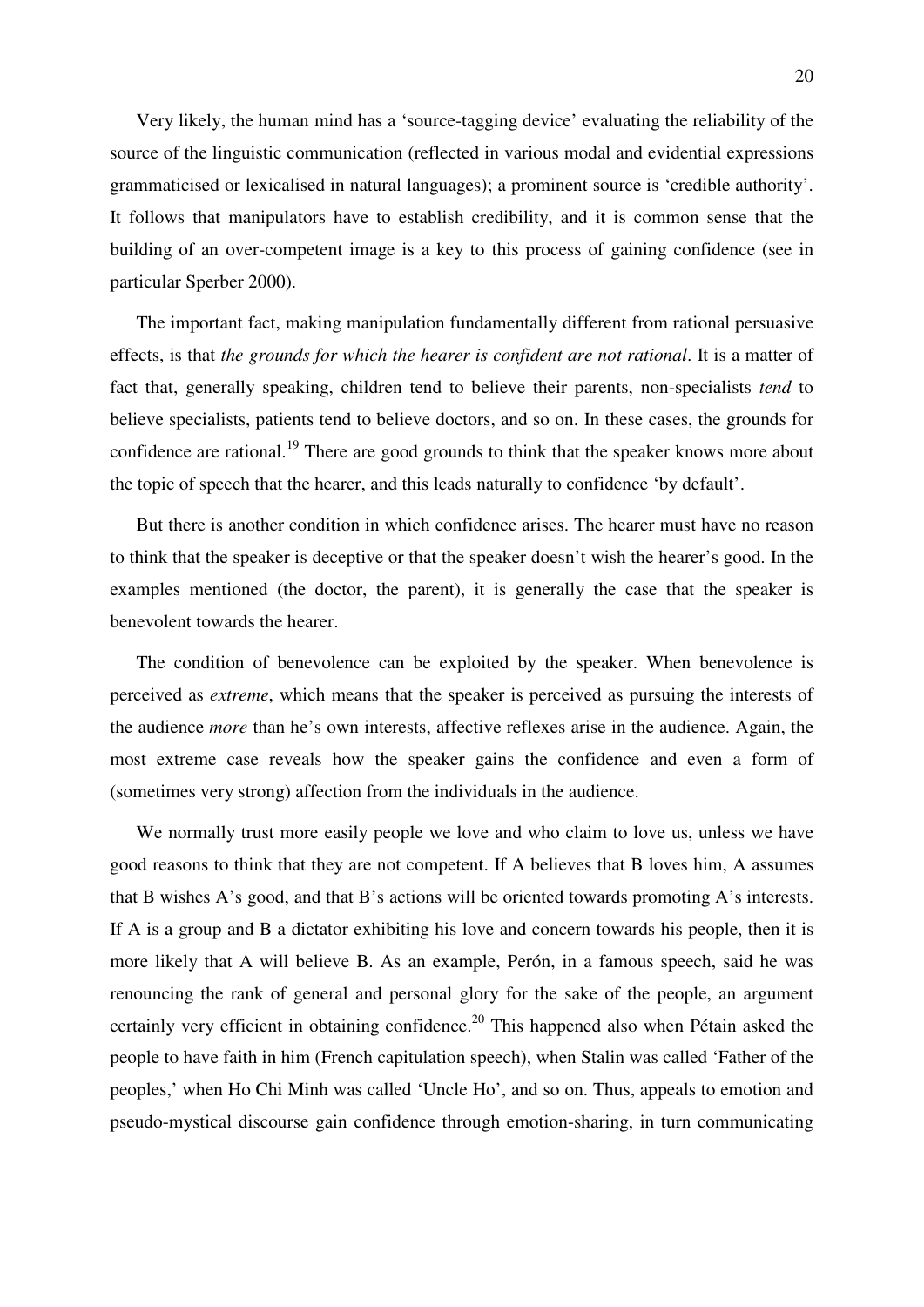Very likely, the human mind has a 'source-tagging device' evaluating the reliability of the source of the linguistic communication (reflected in various modal and evidential expressions grammaticised or lexicalised in natural languages); a prominent source is 'credible authority'. It follows that manipulators have to establish credibility, and it is common sense that the building of an over-competent image is a key to this process of gaining confidence (see in particular Sperber 2000).

The important fact, making manipulation fundamentally different from rational persuasive effects, is that *the grounds for which the hearer is confident are not rational*. It is a matter of fact that, generally speaking, children tend to believe their parents, non-specialists *tend* to believe specialists, patients tend to believe doctors, and so on. In these cases, the grounds for confidence are rational.[19] There are good grounds to think that the speaker knows more about the topic of speech that the hearer, and this leads naturally to confidence 'by default'.

But there is another condition in which confidence arises. The hearer must have no reason to think that the speaker is deceptive or that the speaker doesn't wish the hearer's good. In the examples mentioned (the doctor, the parent), it is generally the case that the speaker is benevolent towards the hearer.

The condition of benevolence can be exploited by the speaker. When benevolence is perceived as *extreme*, which means that the speaker is perceived as pursuing the interests of the audience *more* than he's own interests, affective reflexes arise in the audience. Again, the most extreme case reveals how the speaker gains the confidence and even a form of (sometimes very strong) affection from the individuals in the audience.

We normally trust more easily people we love and who claim to love us, unless we have good reasons to think that they are not competent. If A believes that B loves him, A assumes that B wishes A's good, and that B's actions will be oriented towards promoting A's interests. If A is a group and B a dictator exhibiting his love and concern towards his people, then it is more likely that A will believe B. As an example, Perón, in a famous speech, said he was renouncing the rank of general and personal glory for the sake of the people, an argument certainly very efficient in obtaining confidence.[20] This happened also when Pétain asked the people to have faith in him (French capitulation speech), when Stalin was called 'Father of the peoples,' when Ho Chi Minh was called 'Uncle Ho', and so on. Thus, appeals to emotion and pseudo-mystical discourse gain confidence through emotion-sharing, in turn communicating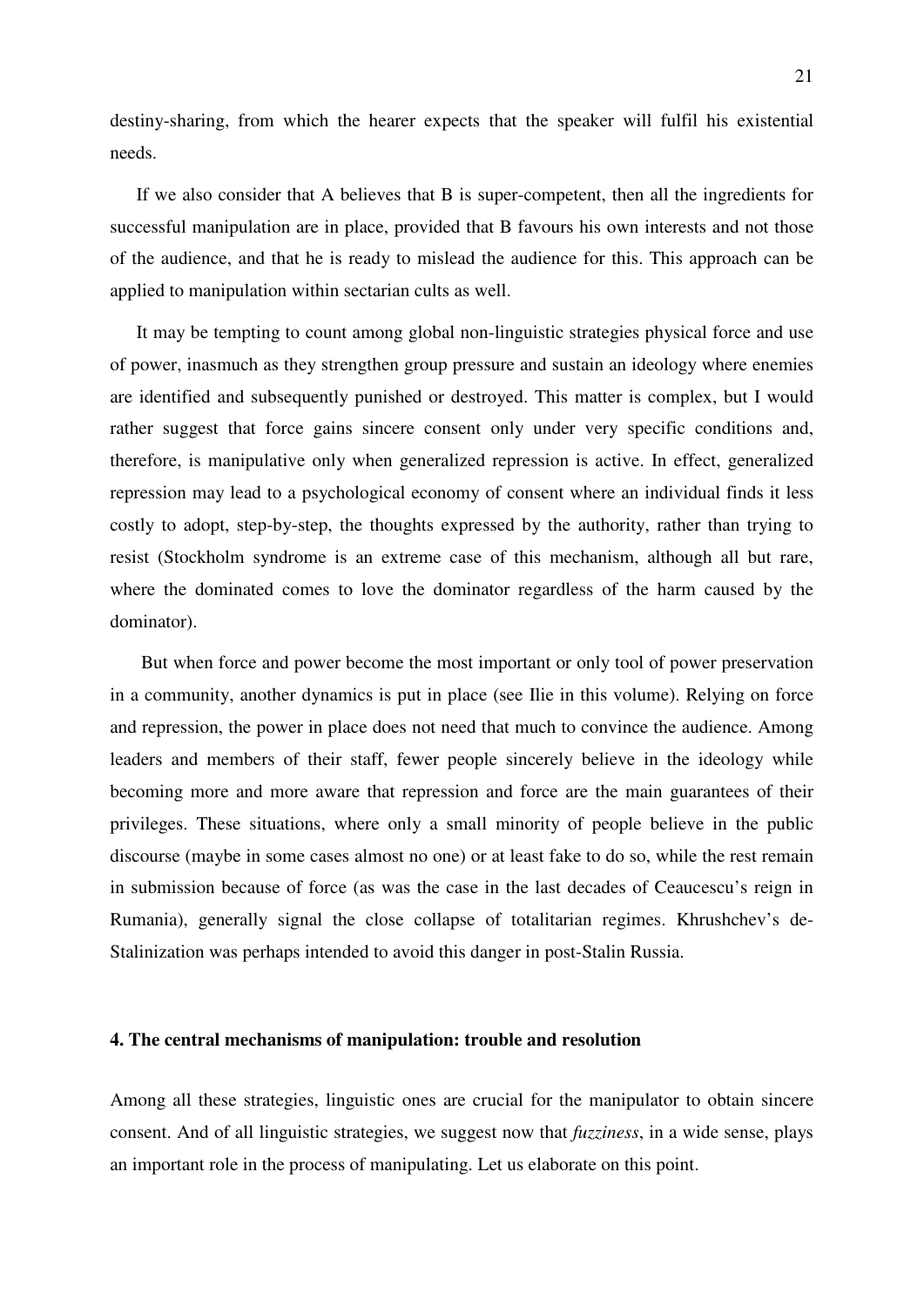destiny-sharing, from which the hearer expects that the speaker will fulfil his existential needs.

If we also consider that A believes that B is super-competent, then all the ingredients for successful manipulation are in place, provided that B favours his own interests and not those of the audience, and that he is ready to mislead the audience for this. This approach can be applied to manipulation within sectarian cults as well.

It may be tempting to count among global non-linguistic strategies physical force and use of power, inasmuch as they strengthen group pressure and sustain an ideology where enemies are identified and subsequently punished or destroyed. This matter is complex, but I would rather suggest that force gains sincere consent only under very specific conditions and, therefore, is manipulative only when generalized repression is active. In effect, generalized repression may lead to a psychological economy of consent where an individual finds it less costly to adopt, step-by-step, the thoughts expressed by the authority, rather than trying to resist (Stockholm syndrome is an extreme case of this mechanism, although all but rare, where the dominated comes to love the dominator regardless of the harm caused by the dominator).

But when force and power become the most important or only tool of power preservation in a community, another dynamics is put in place (see Ilie in this volume). Relying on force and repression, the power in place does not need that much to convince the audience. Among leaders and members of their staff, fewer people sincerely believe in the ideology while becoming more and more aware that repression and force are the main guarantees of their privileges. These situations, where only a small minority of people believe in the public discourse (maybe in some cases almost no one) or at least fake to do so, while the rest remain in submission because of force (as was the case in the last decades of Ceaucescu's reign in Rumania), generally signal the close collapse of totalitarian regimes. Khrushchev's de-Stalinization was perhaps intended to avoid this danger in post-Stalin Russia.

## 4. The central mechanisms of manipulation: trouble and resolution

Among all these strategies, linguistic ones are crucial for the manipulator to obtain sincere consent. And of all linguistic strategies, we suggest now that *fuzziness*, in a wide sense, plays an important role in the process of manipulating. Let us elaborate on this point.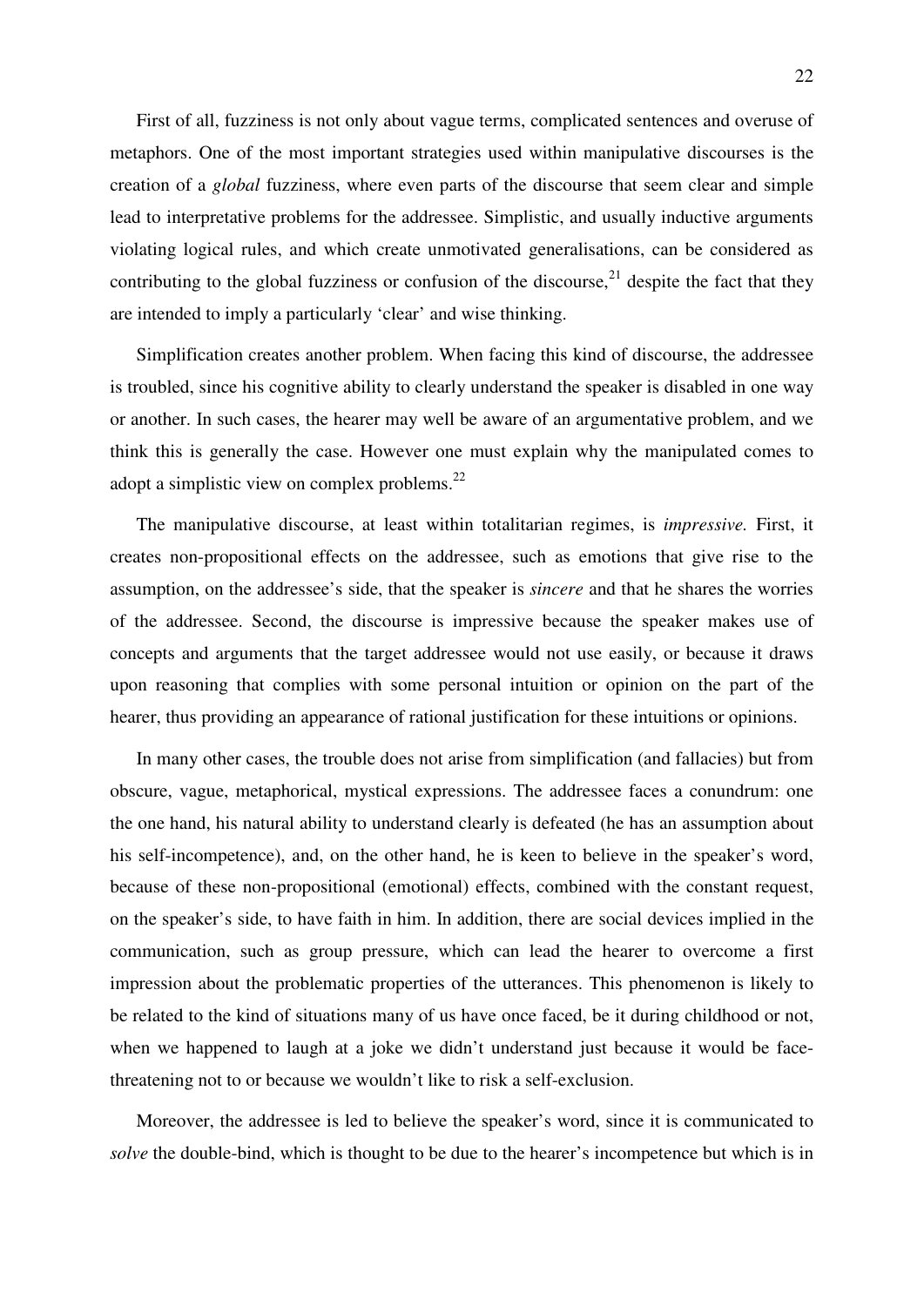First of all, fuzziness is not only about vague terms, complicated sentences and overuse of metaphors. One of the most important strategies used within manipulative discourses is the creation of a *global* fuzziness, where even parts of the discourse that seem clear and simple lead to interpretative problems for the addressee. Simplistic, and usually inductive arguments violating logical rules, and which create unmotivated generalisations, can be considered as contributing to the global fuzziness or confusion of the discourse,[21] despite the fact that they are intended to imply a particularly 'clear' and wise thinking.

Simplification creates another problem. When facing this kind of discourse, the addressee is troubled, since his cognitive ability to clearly understand the speaker is disabled in one way or another. In such cases, the hearer may well be aware of an argumentative problem, and we think this is generally the case. However one must explain why the manipulated comes to adopt a simplistic view on complex problems.[22]

The manipulative discourse, at least within totalitarian regimes, is *impressive*. First, it creates non-propositional effects on the addressee, such as emotions that give rise to the assumption, on the addressee's side, that the speaker is *sincere* and that he shares the worries of the addressee. Second, the discourse is impressive because the speaker makes use of concepts and arguments that the target addressee would not use easily, or because it draws upon reasoning that complies with some personal intuition or opinion on the part of the hearer, thus providing an appearance of rational justification for these intuitions or opinions.

In many other cases, the trouble does not arise from simplification (and fallacies) but from obscure, vague, metaphorical, mystical expressions. The addressee faces a conundrum: one the one hand, his natural ability to understand clearly is defeated (he has an assumption about his self-incompetence), and, on the other hand, he is keen to believe in the speaker's word, because of these non-propositional (emotional) effects, combined with the constant request, on the speaker's side, to have faith in him. In addition, there are social devices implied in the communication, such as group pressure, which can lead the hearer to overcome a first impression about the problematic properties of the utterances. This phenomenon is likely to be related to the kind of situations many of us have once faced, be it during childhood or not, when we happened to laugh at a joke we didn't understand just because it would be face-threatening not to or because we wouldn't like to risk a self-exclusion.

Moreover, the addressee is led to believe the speaker's word, since it is communicated to *solve* the double-bind, which is thought to be due to the hearer's incompetence but which is in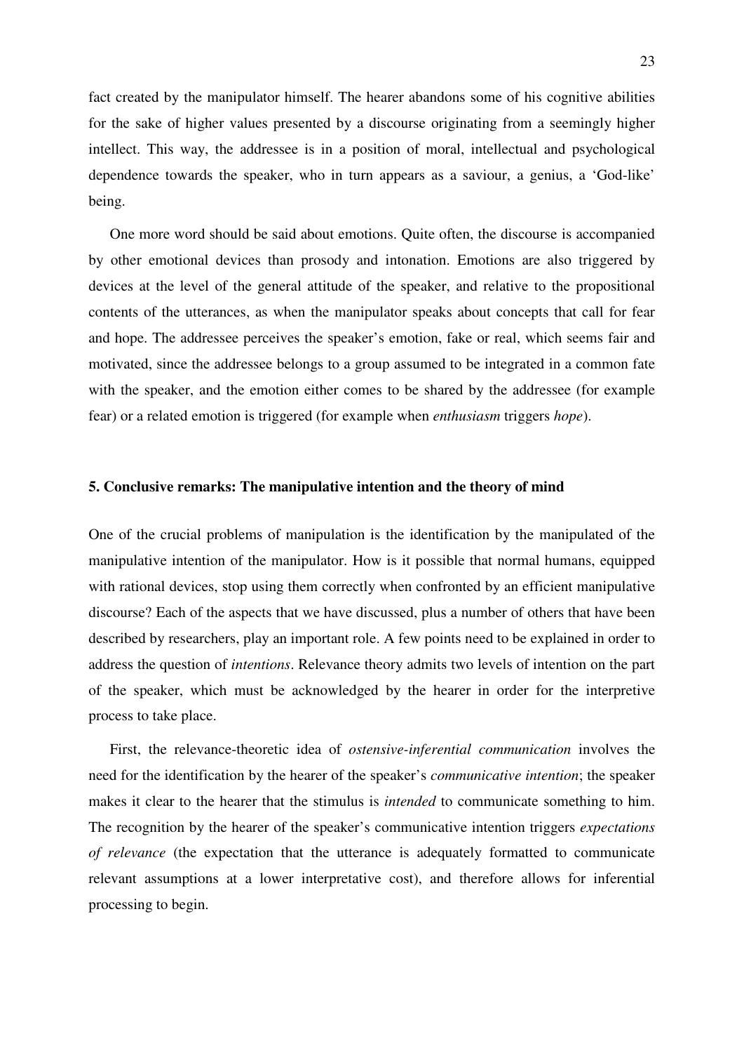fact created by the manipulator himself. The hearer abandons some of his cognitive abilities for the sake of higher values presented by a discourse originating from a seemingly higher intellect. This way, the addressee is in a position of moral, intellectual and psychological dependence towards the speaker, who in turn appears as a saviour, a genius, a 'God-like' being.

One more word should be said about emotions. Quite often, the discourse is accompanied by other emotional devices than prosody and intonation. Emotions are also triggered by devices at the level of the general attitude of the speaker, and relative to the propositional contents of the utterances, as when the manipulator speaks about concepts that call for fear and hope. The addressee perceives the speaker's emotion, fake or real, which seems fair and motivated, since the addressee belongs to a group assumed to be integrated in a common fate with the speaker, and the emotion either comes to be shared by the addressee (for example fear) or a related emotion is triggered (for example when *enthusiasm* triggers *hope*).

## 5. Conclusive remarks: The manipulative intention and the theory of mind

One of the crucial problems of manipulation is the identification by the manipulated of the manipulative intention of the manipulator. How is it possible that normal humans, equipped with rational devices, stop using them correctly when confronted by an efficient manipulative discourse? Each of the aspects that we have discussed, plus a number of others that have been described by researchers, play an important role. A few points need to be explained in order to address the question of *intentions*. Relevance theory admits two levels of intention on the part of the speaker, which must be acknowledged by the hearer in order for the interpretive process to take place.

First, the relevance-theoretic idea of *ostensive-inferential communication* involves the need for the identification by the hearer of the speaker's *communicative intention*; the speaker makes it clear to the hearer that the stimulus is *intended* to communicate something to him. The recognition by the hearer of the speaker's communicative intention triggers *expectations of relevance* (the expectation that the utterance is adequately formatted to communicate relevant assumptions at a lower interpretative cost), and therefore allows for inferential processing to begin.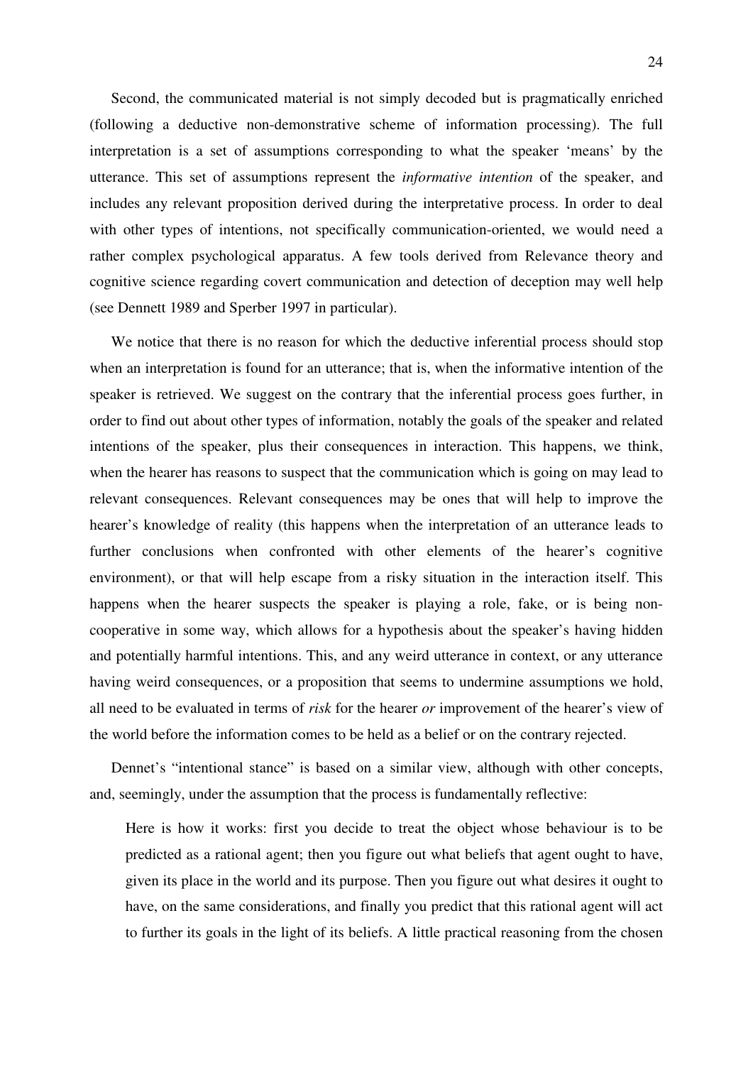Second, the communicated material is not simply decoded but is pragmatically enriched (following a deductive non-demonstrative scheme of information processing). The full interpretation is a set of assumptions corresponding to what the speaker 'means' by the utterance. This set of assumptions represent the *informative intention* of the speaker, and includes any relevant proposition derived during the interpretative process. In order to deal with other types of intentions, not specifically communication-oriented, we would need a rather complex psychological apparatus. A few tools derived from Relevance theory and cognitive science regarding covert communication and detection of deception may well help (see Dennett 1989 and Sperber 1997 in particular).

We notice that there is no reason for which the deductive inferential process should stop when an interpretation is found for an utterance; that is, when the informative intention of the speaker is retrieved. We suggest on the contrary that the inferential process goes further, in order to find out about other types of information, notably the goals of the speaker and related intentions of the speaker, plus their consequences in interaction. This happens, we think, when the hearer has reasons to suspect that the communication which is going on may lead to relevant consequences. Relevant consequences may be ones that will help to improve the hearer's knowledge of reality (this happens when the interpretation of an utterance leads to further conclusions when confronted with other elements of the hearer's cognitive environment), or that will help escape from a risky situation in the interaction itself. This happens when the hearer suspects the speaker is playing a role, fake, or is being non-cooperative in some way, which allows for a hypothesis about the speaker's having hidden and potentially harmful intentions. This, and any weird utterance in context, or any utterance having weird consequences, or a proposition that seems to undermine assumptions we hold, all need to be evaluated in terms of *risk* for the hearer *or* improvement of the hearer's view of the world before the information comes to be held as a belief or on the contrary rejected.

Dennet's "intentional stance" is based on a similar view, although with other concepts, and, seemingly, under the assumption that the process is fundamentally reflective:

> Here is how it works: first you decide to treat the object whose behaviour is to be predicted as a rational agent; then you figure out what beliefs that agent ought to have, given its place in the world and its purpose. Then you figure out what desires it ought to have, on the same considerations, and finally you predict that this rational agent will act to further its goals in the light of its beliefs. A little practical reasoning from the chosen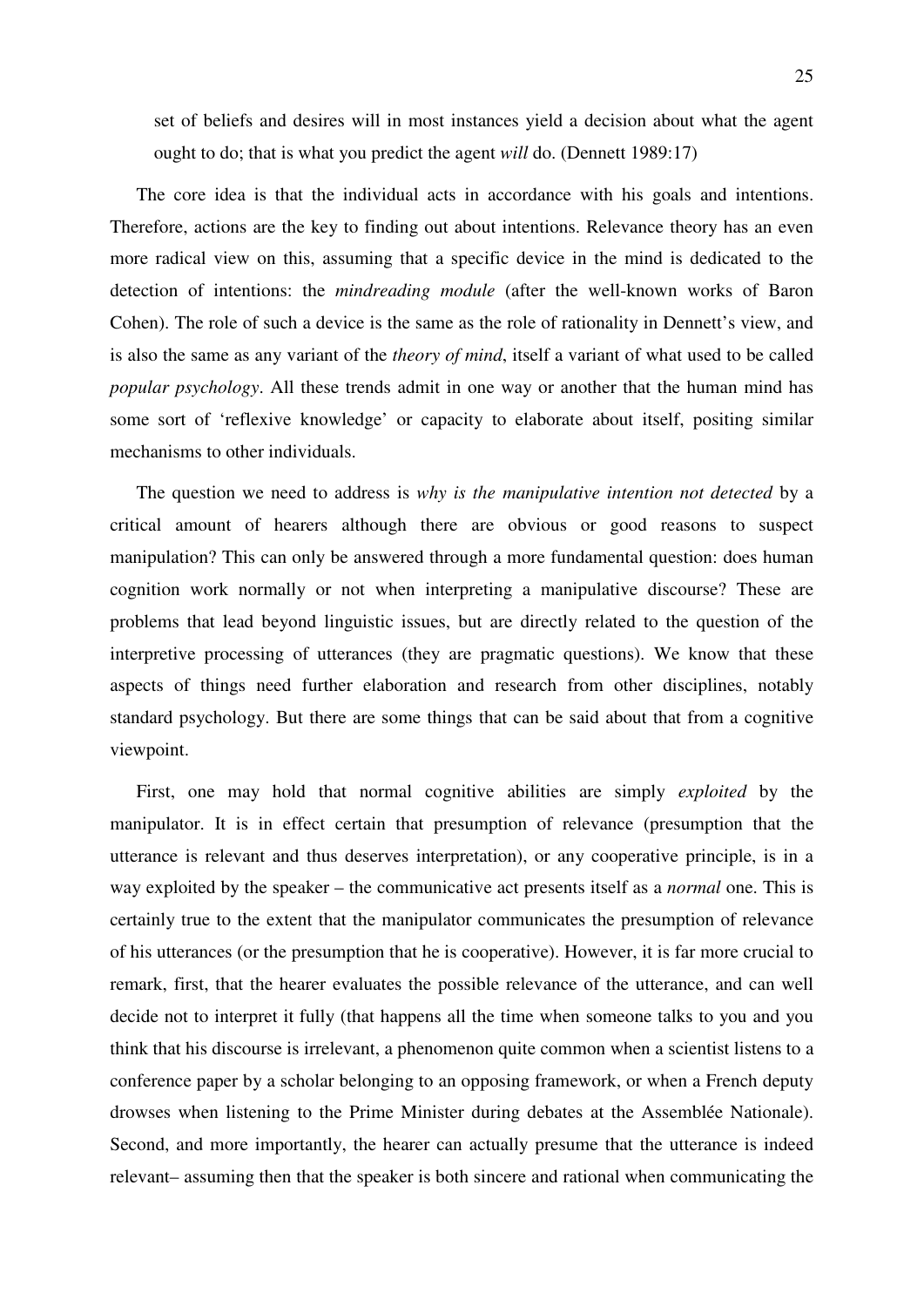set of beliefs and desires will in most instances yield a decision about what the agent ought to do; that is what you predict the agent *will* do. (Dennett 1989:17)

The core idea is that the individual acts in accordance with his goals and intentions. Therefore, actions are the key to finding out about intentions. Relevance theory has an even more radical view on this, assuming that a specific device in the mind is dedicated to the detection of intentions: the *mindreading module* (after the well-known works of Baron Cohen). The role of such a device is the same as the role of rationality in Dennett's view, and is also the same as any variant of the *theory of mind*, itself a variant of what used to be called *popular psychology*. All these trends admit in one way or another that the human mind has some sort of 'reflexive knowledge' or capacity to elaborate about itself, positing similar mechanisms to other individuals.

The question we need to address is *why is the manipulative intention not detected* by a critical amount of hearers although there are obvious or good reasons to suspect manipulation? This can only be answered through a more fundamental question: does human cognition work normally or not when interpreting a manipulative discourse? These are problems that lead beyond linguistic issues, but are directly related to the question of the interpretive processing of utterances (they are pragmatic questions). We know that these aspects of things need further elaboration and research from other disciplines, notably standard psychology. But there are some things that can be said about that from a cognitive viewpoint.

First, one may hold that normal cognitive abilities are simply *exploited* by the manipulator. It is in effect certain that presumption of relevance (presumption that the utterance is relevant and thus deserves interpretation), or any cooperative principle, is in a way exploited by the speaker – the communicative act presents itself as a *normal* one. This is certainly true to the extent that the manipulator communicates the presumption of relevance of his utterances (or the presumption that he is cooperative). However, it is far more crucial to remark, first, that the hearer evaluates the possible relevance of the utterance, and can well decide not to interpret it fully (that happens all the time when someone talks to you and you think that his discourse is irrelevant, a phenomenon quite common when a scientist listens to a conference paper by a scholar belonging to an opposing framework, or when a French deputy drowses when listening to the Prime Minister during debates at the Assemblée Nationale). Second, and more importantly, the hearer can actually presume that the utterance is indeed relevant– assuming then that the speaker is both sincere and rational when communicating the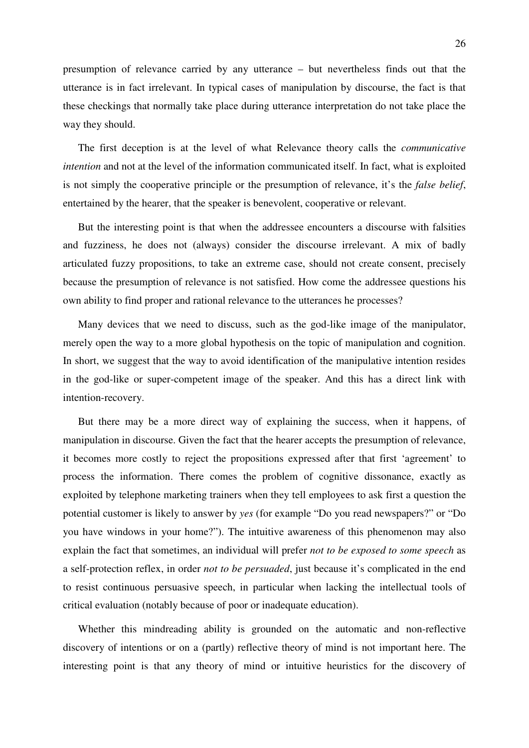presumption of relevance carried by any utterance – but nevertheless finds out that the utterance is in fact irrelevant. In typical cases of manipulation by discourse, the fact is that these checkings that normally take place during utterance interpretation do not take place the way they should.

The first deception is at the level of what Relevance theory calls the *communicative intention* and not at the level of the information communicated itself. In fact, what is exploited is not simply the cooperative principle or the presumption of relevance, it's the *false belief*, entertained by the hearer, that the speaker is benevolent, cooperative or relevant.

But the interesting point is that when the addressee encounters a discourse with falsities and fuzziness, he does not (always) consider the discourse irrelevant. A mix of badly articulated fuzzy propositions, to take an extreme case, should not create consent, precisely because the presumption of relevance is not satisfied. How come the addressee questions his own ability to find proper and rational relevance to the utterances he processes?

Many devices that we need to discuss, such as the god-like image of the manipulator, merely open the way to a more global hypothesis on the topic of manipulation and cognition. In short, we suggest that the way to avoid identification of the manipulative intention resides in the god-like or super-competent image of the speaker. And this has a direct link with intention-recovery.

But there may be a more direct way of explaining the success, when it happens, of manipulation in discourse. Given the fact that the hearer accepts the presumption of relevance, it becomes more costly to reject the propositions expressed after that first 'agreement' to process the information. There comes the problem of cognitive dissonance, exactly as exploited by telephone marketing trainers when they tell employees to ask first a question the potential customer is likely to answer by *yes* (for example "Do you read newspapers?" or "Do you have windows in your home?"). The intuitive awareness of this phenomenon may also explain the fact that sometimes, an individual will prefer *not to be exposed to some speech* as a self-protection reflex, in order *not to be persuaded*, just because it's complicated in the end to resist continuous persuasive speech, in particular when lacking the intellectual tools of critical evaluation (notably because of poor or inadequate education).

Whether this mindreading ability is grounded on the automatic and non-reflective discovery of intentions or on a (partly) reflective theory of mind is not important here. The interesting point is that any theory of mind or intuitive heuristics for the discovery of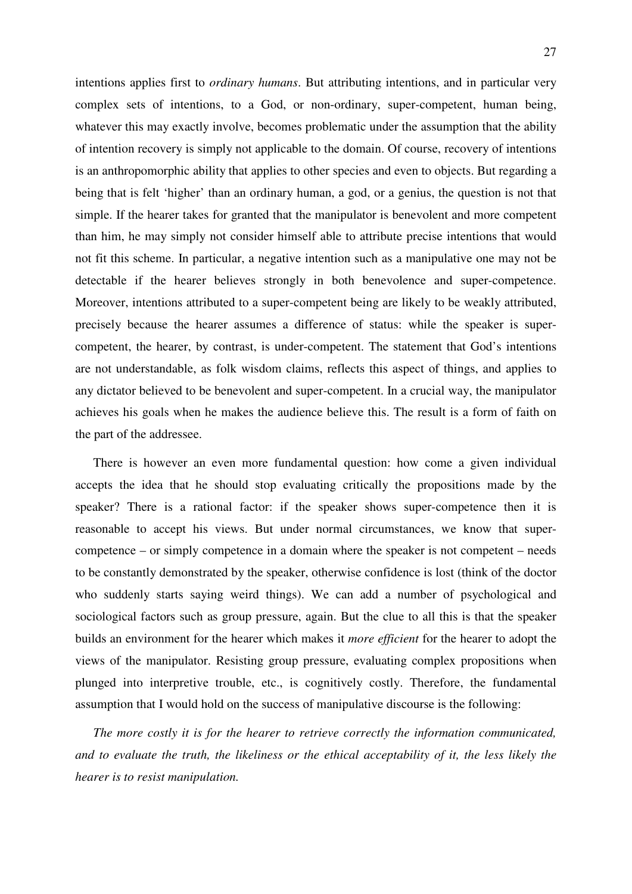intentions applies first to *ordinary humans*. But attributing intentions, and in particular very complex sets of intentions, to a God, or non-ordinary, super-competent, human being, whatever this may exactly involve, becomes problematic under the assumption that the ability of intention recovery is simply not applicable to the domain. Of course, recovery of intentions is an anthropomorphic ability that applies to other species and even to objects. But regarding a being that is felt 'higher' than an ordinary human, a god, or a genius, the question is not that simple. If the hearer takes for granted that the manipulator is benevolent and more competent than him, he may simply not consider himself able to attribute precise intentions that would not fit this scheme. In particular, a negative intention such as a manipulative one may not be detectable if the hearer believes strongly in both benevolence and super-competence. Moreover, intentions attributed to a super-competent being are likely to be weakly attributed, precisely because the hearer assumes a difference of status: while the speaker is super-competent, the hearer, by contrast, is under-competent. The statement that God's intentions are not understandable, as folk wisdom claims, reflects this aspect of things, and applies to any dictator believed to be benevolent and super-competent. In a crucial way, the manipulator achieves his goals when he makes the audience believe this. The result is a form of faith on the part of the addressee.

There is however an even more fundamental question: how come a given individual accepts the idea that he should stop evaluating critically the propositions made by the speaker? There is a rational factor: if the speaker shows super-competence then it is reasonable to accept his views. But under normal circumstances, we know that super-competence – or simply competence in a domain where the speaker is not competent – needs to be constantly demonstrated by the speaker, otherwise confidence is lost (think of the doctor who suddenly starts saying weird things). We can add a number of psychological and sociological factors such as group pressure, again. But the clue to all this is that the speaker builds an environment for the hearer which makes it *more efficient* for the hearer to adopt the views of the manipulator. Resisting group pressure, evaluating complex propositions when plunged into interpretive trouble, etc., is cognitively costly. Therefore, the fundamental assumption that I would hold on the success of manipulative discourse is the following:

*The more costly it is for the hearer to retrieve correctly the information communicated, and to evaluate the truth, the likeliness or the ethical acceptability of it, the less likely the hearer is to resist manipulation.*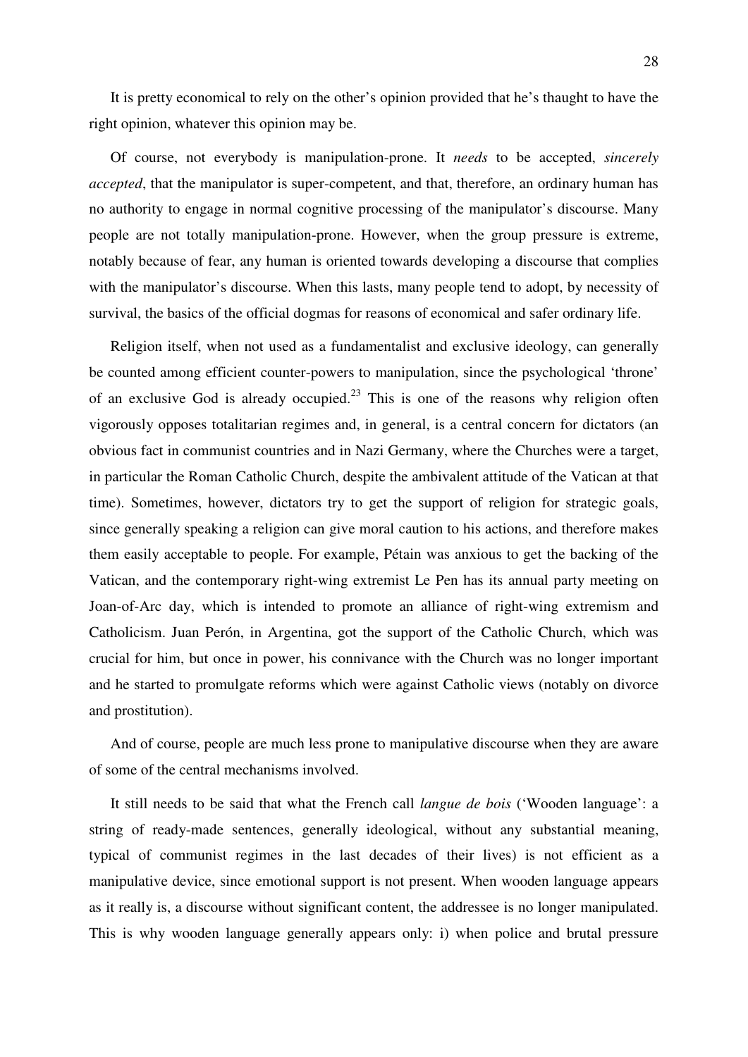It is pretty economical to rely on the other's opinion provided that he's thaught to have the right opinion, whatever this opinion may be.

Of course, not everybody is manipulation-prone. It *needs* to be accepted, *sincerely accepted*, that the manipulator is super-competent, and that, therefore, an ordinary human has no authority to engage in normal cognitive processing of the manipulator's discourse. Many people are not totally manipulation-prone. However, when the group pressure is extreme, notably because of fear, any human is oriented towards developing a discourse that complies with the manipulator's discourse. When this lasts, many people tend to adopt, by necessity of survival, the basics of the official dogmas for reasons of economical and safer ordinary life.

Religion itself, when not used as a fundamentalist and exclusive ideology, can generally be counted among efficient counter-powers to manipulation, since the psychological 'throne' of an exclusive God is already occupied.[23] This is one of the reasons why religion often vigorously opposes totalitarian regimes and, in general, is a central concern for dictators (an obvious fact in communist countries and in Nazi Germany, where the Churches were a target, in particular the Roman Catholic Church, despite the ambivalent attitude of the Vatican at that time). Sometimes, however, dictators try to get the support of religion for strategic goals, since generally speaking a religion can give moral caution to his actions, and therefore makes them easily acceptable to people. For example, Pétain was anxious to get the backing of the Vatican, and the contemporary right-wing extremist Le Pen has its annual party meeting on Joan-of-Arc day, which is intended to promote an alliance of right-wing extremism and Catholicism. Juan Perón, in Argentina, got the support of the Catholic Church, which was crucial for him, but once in power, his connivance with the Church was no longer important and he started to promulgate reforms which were against Catholic views (notably on divorce and prostitution).

And of course, people are much less prone to manipulative discourse when they are aware of some of the central mechanisms involved.

It still needs to be said that what the French call *langue de bois* ('Wooden language': a string of ready-made sentences, generally ideological, without any substantial meaning, typical of communist regimes in the last decades of their lives) is not efficient as a manipulative device, since emotional support is not present. When wooden language appears as it really is, a discourse without significant content, the addressee is no longer manipulated. This is why wooden language generally appears only: i) when police and brutal pressure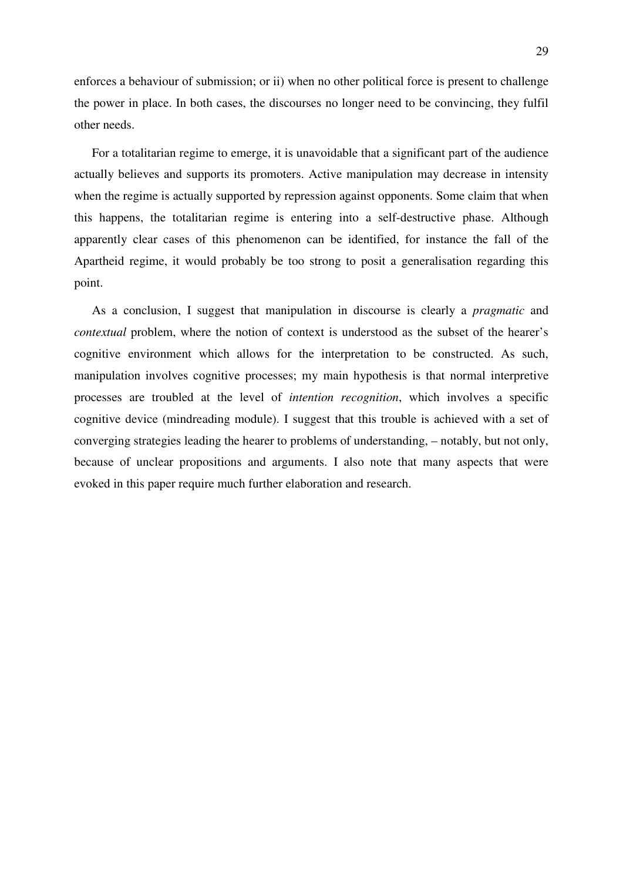enforces a behaviour of submission; or ii) when no other political force is present to challenge the power in place. In both cases, the discourses no longer need to be convincing, they fulfil other needs.

For a totalitarian regime to emerge, it is unavoidable that a significant part of the audience actually believes and supports its promoters. Active manipulation may decrease in intensity when the regime is actually supported by repression against opponents. Some claim that when this happens, the totalitarian regime is entering into a self-destructive phase. Although apparently clear cases of this phenomenon can be identified, for instance the fall of the Apartheid regime, it would probably be too strong to posit a generalisation regarding this point.

As a conclusion, I suggest that manipulation in discourse is clearly a *pragmatic* and *contextual* problem, where the notion of context is understood as the subset of the hearer's cognitive environment which allows for the interpretation to be constructed. As such, manipulation involves cognitive processes; my main hypothesis is that normal interpretive processes are troubled at the level of *intention recognition*, which involves a specific cognitive device (mindreading module). I suggest that this trouble is achieved with a set of converging strategies leading the hearer to problems of understanding, – notably, but not only, because of unclear propositions and arguments. I also note that many aspects that were evoked in this paper require much further elaboration and research.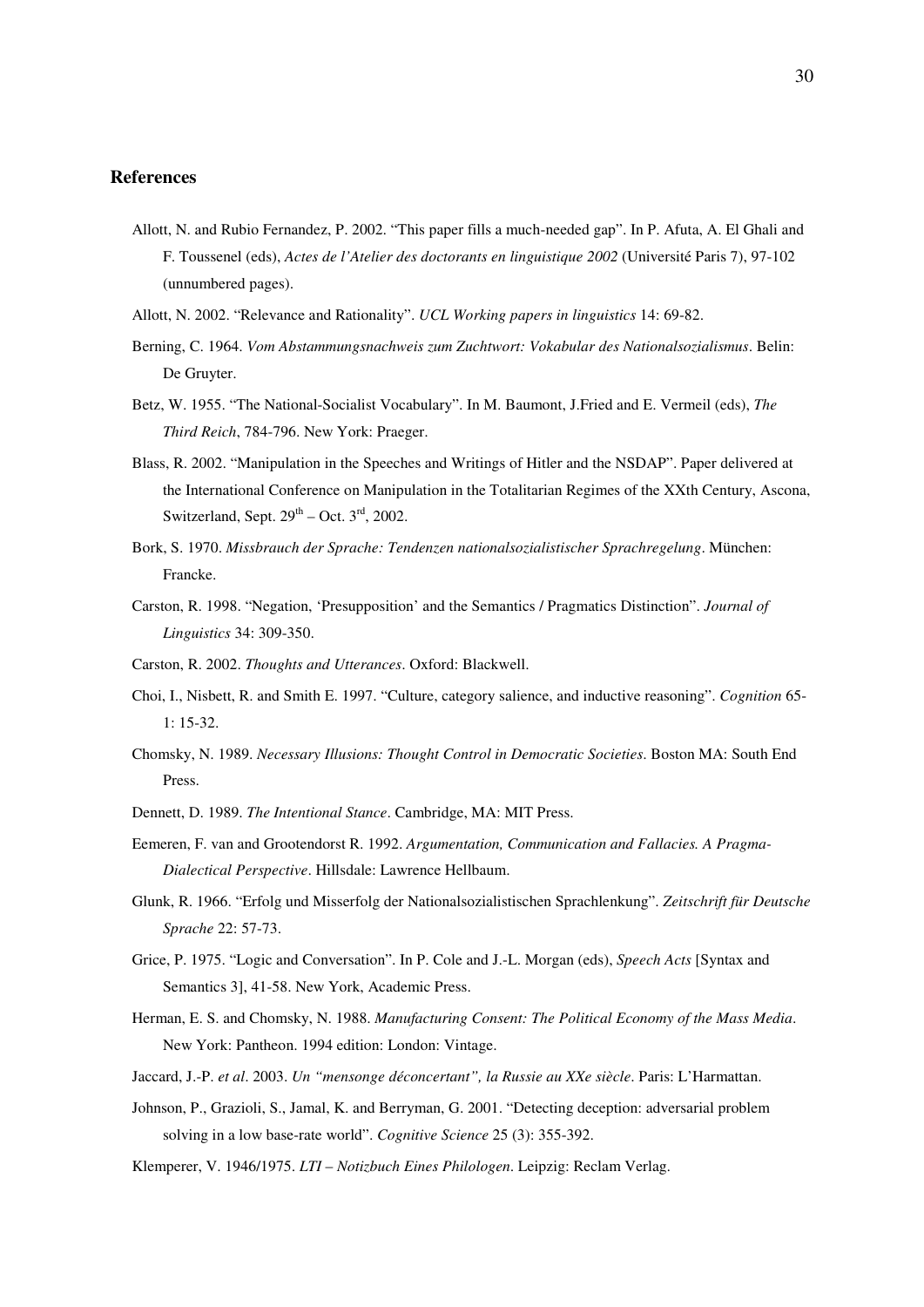## References

Allott, N. and Rubio Fernandez, P. 2002. "This paper fills a much-needed gap". In P. Afuta, A. El Ghali and F. Toussenel (eds), *Actes de l'Atelier des doctorants en linguistique 2002* (Université Paris 7), 97-102 (unnumbered pages).

Allott, N. 2002. "Relevance and Rationality". *UCL Working papers in linguistics* 14: 69-82.

Berning, C. 1964. *Vom Abstammungsnachweis zum Zuchtwort: Vokabular des Nationalsozialismus*. Belin: De Gruyter.

Betz, W. 1955. "The National-Socialist Vocabulary". In M. Baumont, J.Fried and E. Vermeil (eds), *The Third Reich*, 784-796. New York: Praeger.

Blass, R. 2002. "Manipulation in the Speeches and Writings of Hitler and the NSDAP". Paper delivered at the International Conference on Manipulation in the Totalitarian Regimes of the XXth Century, Ascona, Switzerland, Sept. 29th – Oct. 3rd, 2002.

Bork, S. 1970. *Missbrauch der Sprache: Tendenzen nationalsozialistischer Sprachregelung*. München: Francke.

Carston, R. 1998. "Negation, 'Presupposition' and the Semantics / Pragmatics Distinction". *Journal of Linguistics* 34: 309-350.

Carston, R. 2002. *Thoughts and Utterances*. Oxford: Blackwell.

Choi, I., Nisbett, R. and Smith E. 1997. "Culture, category salience, and inductive reasoning". *Cognition* 65-1: 15-32.

Chomsky, N. 1989. *Necessary Illusions: Thought Control in Democratic Societies*. Boston MA: South End Press.

Dennett, D. 1989. *The Intentional Stance*. Cambridge, MA: MIT Press.

Eemeren, F. van and Grootendorst R. 1992. *Argumentation, Communication and Fallacies. A Pragma-Dialectical Perspective*. Hillsdale: Lawrence Hellbaum.

Glunk, R. 1966. "Erfolg und Misserfolg der Nationalsozialistischen Sprachlenkung". *Zeitschrift für Deutsche Sprache* 22: 57-73.

Grice, P. 1975. "Logic and Conversation". In P. Cole and J.-L. Morgan (eds), *Speech Acts* [Syntax and Semantics 3], 41-58. New York, Academic Press.

Herman, E. S. and Chomsky, N. 1988. *Manufacturing Consent: The Political Economy of the Mass Media*. New York: Pantheon. 1994 edition: London: Vintage.

Jaccard, J.-P. *et al*. 2003. *Un "mensonge déconcertant", la Russie au XXe siècle*. Paris: L'Harmattan.

Johnson, P., Grazioli, S., Jamal, K. and Berryman, G. 2001. "Detecting deception: adversarial problem solving in a low base-rate world". *Cognitive Science* 25 (3): 355-392.

Klemperer, V. 1946/1975. *LTI – Notizbuch Eines Philologen*. Leipzig: Reclam Verlag.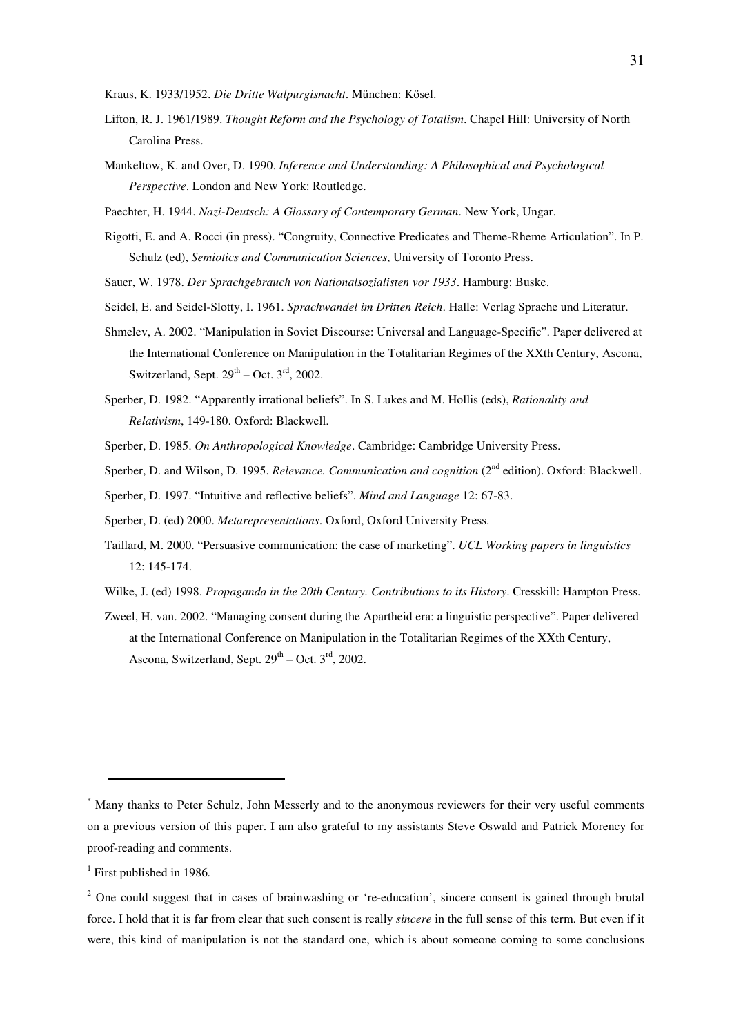Kraus, K. 1933/1952. *Die Dritte Walpurgisnacht*. München: Kösel.

Lifton, R. J. 1961/1989. *Thought Reform and the Psychology of Totalism*. Chapel Hill: University of North Carolina Press.

Mankeltow, K. and Over, D. 1990. *Inference and Understanding: A Philosophical and Psychological Perspective*. London and New York: Routledge.

Paechter, H. 1944. *Nazi-Deutsch: A Glossary of Contemporary German*. New York, Ungar.

Rigotti, E. and A. Rocci (in press). "Congruity, Connective Predicates and Theme-Rheme Articulation". In P. Schulz (ed), *Semiotics and Communication Sciences*, University of Toronto Press.

Sauer, W. 1978. *Der Sprachgebrauch von Nationalsozialisten vor 1933*. Hamburg: Buske.

Seidel, E. and Seidel-Slotty, I. 1961. *Sprachwandel im Dritten Reich*. Halle: Verlag Sprache und Literatur.

Shmelev, A. 2002. "Manipulation in Soviet Discourse: Universal and Language-Specific". Paper delivered at the International Conference on Manipulation in the Totalitarian Regimes of the XXth Century, Ascona, Switzerland, Sept. 29th – Oct. 3rd, 2002.

Sperber, D. 1982. "Apparently irrational beliefs". In S. Lukes and M. Hollis (eds), *Rationality and Relativism*, 149-180. Oxford: Blackwell.

Sperber, D. 1985. *On Anthropological Knowledge*. Cambridge: Cambridge University Press.

Sperber, D. and Wilson, D. 1995. *Relevance. Communication and cognition* (2nd edition). Oxford: Blackwell.

Sperber, D. 1997. "Intuitive and reflective beliefs". *Mind and Language* 12: 67-83.

Sperber, D. (ed) 2000. *Metarepresentations*. Oxford, Oxford University Press.

Taillard, M. 2000. "Persuasive communication: the case of marketing". *UCL Working papers in linguistics* 12: 145-174.

Wilke, J. (ed) 1998. *Propaganda in the 20th Century. Contributions to its History*. Cresskill: Hampton Press.

Zweel, H. van. 2002. "Managing consent during the Apartheid era: a linguistic perspective". Paper delivered at the International Conference on Manipulation in the Totalitarian Regimes of the XXth Century, Ascona, Switzerland, Sept. 29th – Oct. 3rd, 2002.

---

[*] Many thanks to Peter Schulz, John Messerly and to the anonymous reviewers for their very useful comments on a previous version of this paper. I am also grateful to my assistants Steve Oswald and Patrick Morency for proof-reading and comments.

[1] First published in 1986.

[2] One could suggest that in cases of brainwashing or 're-education', sincere consent is gained through brutal force. I hold that it is far from clear that such consent is really *sincere* in the full sense of this term. But even if it were, this kind of manipulation is not the standard one, which is about someone coming to some conclusions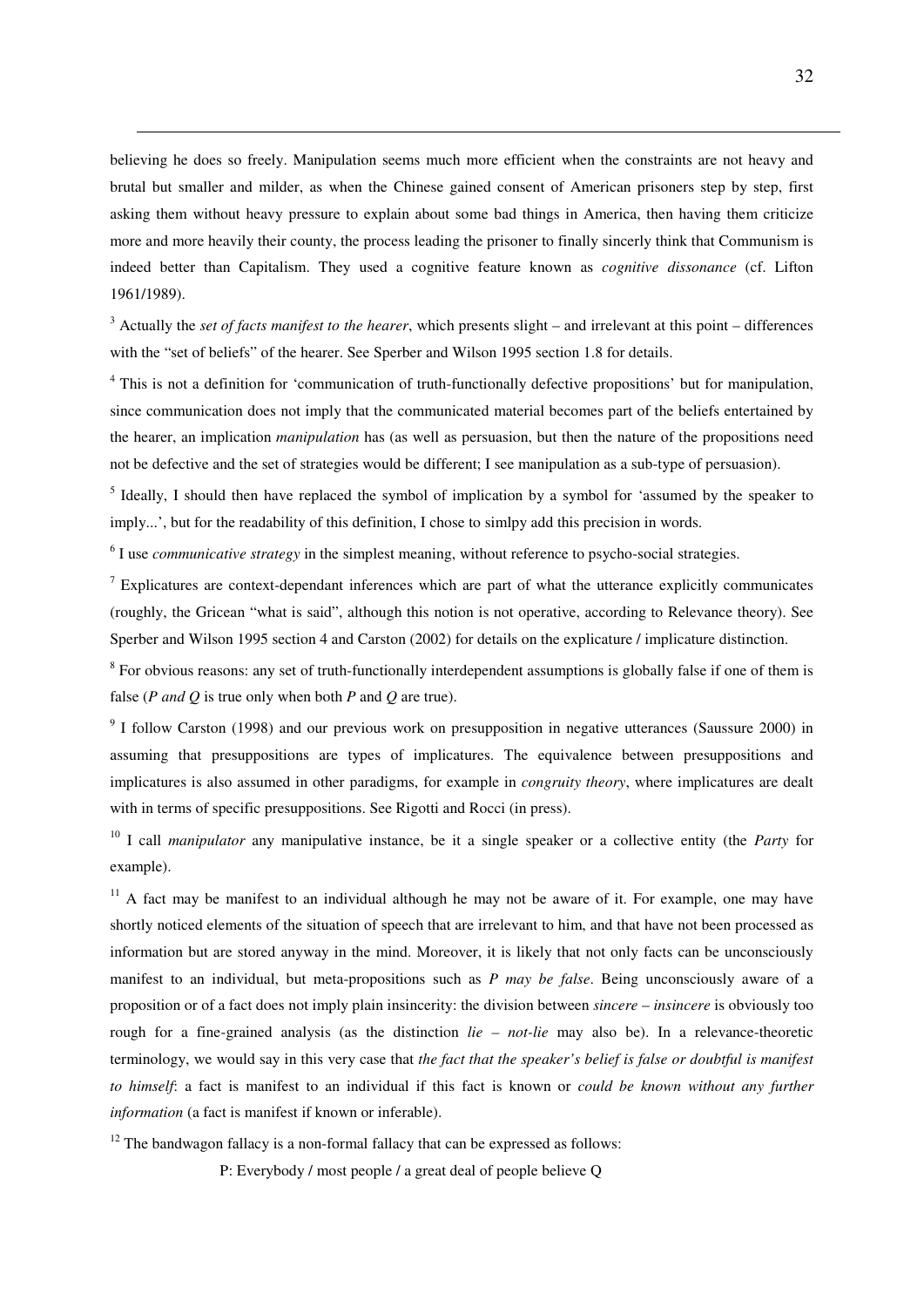believing he does so freely. Manipulation seems much more efficient when the constraints are not heavy and brutal but smaller and milder, as when the Chinese gained consent of American prisoners step by step, first asking them without heavy pressure to explain about some bad things in America, then having them criticize more and more heavily their county, the process leading the prisoner to finally sincerly think that Communism is indeed better than Capitalism. They used a cognitive feature known as *cognitive dissonance* (cf. Lifton 1961/1989).

[3] Actually the *set of facts manifest to the hearer*, which presents slight – and irrelevant at this point – differences with the "set of beliefs" of the hearer. See Sperber and Wilson 1995 section 1.8 for details.

[4] This is not a definition for 'communication of truth-functionally defective propositions' but for manipulation, since communication does not imply that the communicated material becomes part of the beliefs entertained by the hearer, an implication *manipulation* has (as well as persuasion, but then the nature of the propositions need not be defective and the set of strategies would be different; I see manipulation as a sub-type of persuasion).

[5] Ideally, I should then have replaced the symbol of implication by a symbol for 'assumed by the speaker to imply...', but for the readability of this definition, I chose to simlpy add this precision in words.

[6] I use *communicative strategy* in the simplest meaning, without reference to psycho-social strategies.

[7] Explicatures are context-dependant inferences which are part of what the utterance explicitly communicates (roughly, the Gricean "what is said", although this notion is not operative, according to Relevance theory). See Sperber and Wilson 1995 section 4 and Carston (2002) for details on the explicature / implicature distinction.

[8] For obvious reasons: any set of truth-functionally interdependent assumptions is globally false if one of them is false (*P and Q* is true only when both *P* and *Q* are true).

[9] I follow Carston (1998) and our previous work on presupposition in negative utterances (Saussure 2000) in assuming that presuppositions are types of implicatures. The equivalence between presuppositions and implicatures is also assumed in other paradigms, for example in *congruity theory*, where implicatures are dealt with in terms of specific presuppositions. See Rigotti and Rocci (in press).

[10] I call *manipulator* any manipulative instance, be it a single speaker or a collective entity (the *Party* for example).

[11] A fact may be manifest to an individual although he may not be aware of it. For example, one may have shortly noticed elements of the situation of speech that are irrelevant to him, and that have not been processed as information but are stored anyway in the mind. Moreover, it is likely that not only facts can be unconsciously manifest to an individual, but meta-propositions such as *P may be false*. Being unconsciously aware of a proposition or of a fact does not imply plain insincerity: the division between *sincere – insincere* is obviously too rough for a fine-grained analysis (as the distinction *lie – not-lie* may also be). In a relevance-theoretic terminology, we would say in this very case that *the fact that the speaker's belief is false or doubtful is manifest to himself*: a fact is manifest to an individual if this fact is known or *could be known without any further information* (a fact is manifest if known or inferable).

[12] The bandwagon fallacy is a non-formal fallacy that can be expressed as follows:

P: Everybody / most people / a great deal of people believe Q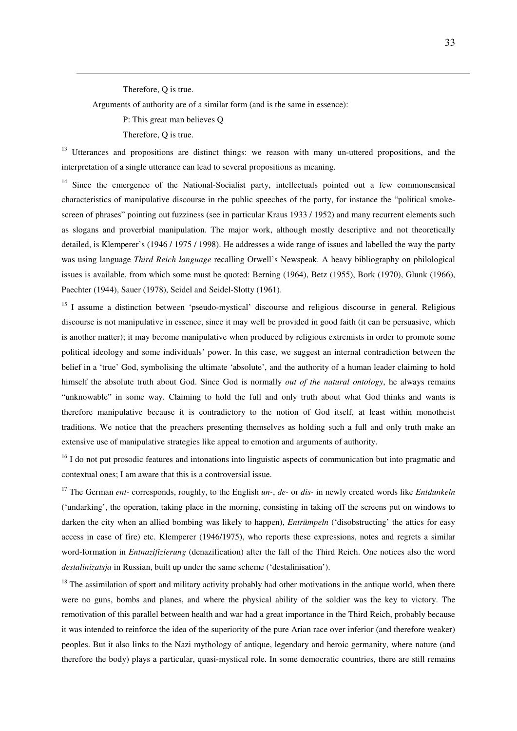Therefore, Q is true.

Arguments of authority are of a similar form (and is the same in essence):

P: This great man believes Q

Therefore, Q is true.

[13] Utterances and propositions are distinct things: we reason with many un-uttered propositions, and the interpretation of a single utterance can lead to several propositions as meaning.

[14] Since the emergence of the National-Socialist party, intellectuals pointed out a few commonsensical characteristics of manipulative discourse in the public speeches of the party, for instance the "political smoke-screen of phrases" pointing out fuzziness (see in particular Kraus 1933 / 1952) and many recurrent elements such as slogans and proverbial manipulation. The major work, although mostly descriptive and not theoretically detailed, is Klemperer's (1946 / 1975 / 1998). He addresses a wide range of issues and labelled the way the party was using language *Third Reich language* recalling Orwell's Newspeak. A heavy bibliography on philological issues is available, from which some must be quoted: Berning (1964), Betz (1955), Bork (1970), Glunk (1966), Paechter (1944), Sauer (1978), Seidel and Seidel-Slotty (1961).

[15] I assume a distinction between 'pseudo-mystical' discourse and religious discourse in general. Religious discourse is not manipulative in essence, since it may well be provided in good faith (it can be persuasive, which is another matter); it may become manipulative when produced by religious extremists in order to promote some political ideology and some individuals' power. In this case, we suggest an internal contradiction between the belief in a 'true' God, symbolising the ultimate 'absolute', and the authority of a human leader claiming to hold himself the absolute truth about God. Since God is normally *out of the natural ontology*, he always remains "unknowable" in some way. Claiming to hold the full and only truth about what God thinks and wants is therefore manipulative because it is contradictory to the notion of God itself, at least within monotheist traditions. We notice that the preachers presenting themselves as holding such a full and only truth make an extensive use of manipulative strategies like appeal to emotion and arguments of authority.

[16] I do not put prosodic features and intonations into linguistic aspects of communication but into pragmatic and contextual ones; I am aware that this is a controversial issue.

[17] The German *ent-* corresponds, roughly, to the English *un-*, *de-* or *dis-* in newly created words like *Entdunkeln* ('undarking', the operation, taking place in the morning, consisting in taking off the screens put on windows to darken the city when an allied bombing was likely to happen), *Entrümpeln* ('disobstructing' the attics for easy access in case of fire) etc. Klemperer (1946/1975), who reports these expressions, notes and regrets a similar word-formation in *Entnazifizierung* (denazification) after the fall of the Third Reich. One notices also the word *destalinizatsja* in Russian, built up under the same scheme ('destalinisation').

[18] The assimilation of sport and military activity probably had other motivations in the antique world, when there were no guns, bombs and planes, and where the physical ability of the soldier was the key to victory. The remotivation of this parallel between health and war had a great importance in the Third Reich, probably because it was intended to reinforce the idea of the superiority of the pure Arian race over inferior (and therefore weaker) peoples. But it also links to the Nazi mythology of antique, legendary and heroic germanity, where nature (and therefore the body) plays a particular, quasi-mystical role. In some democratic countries, there are still remains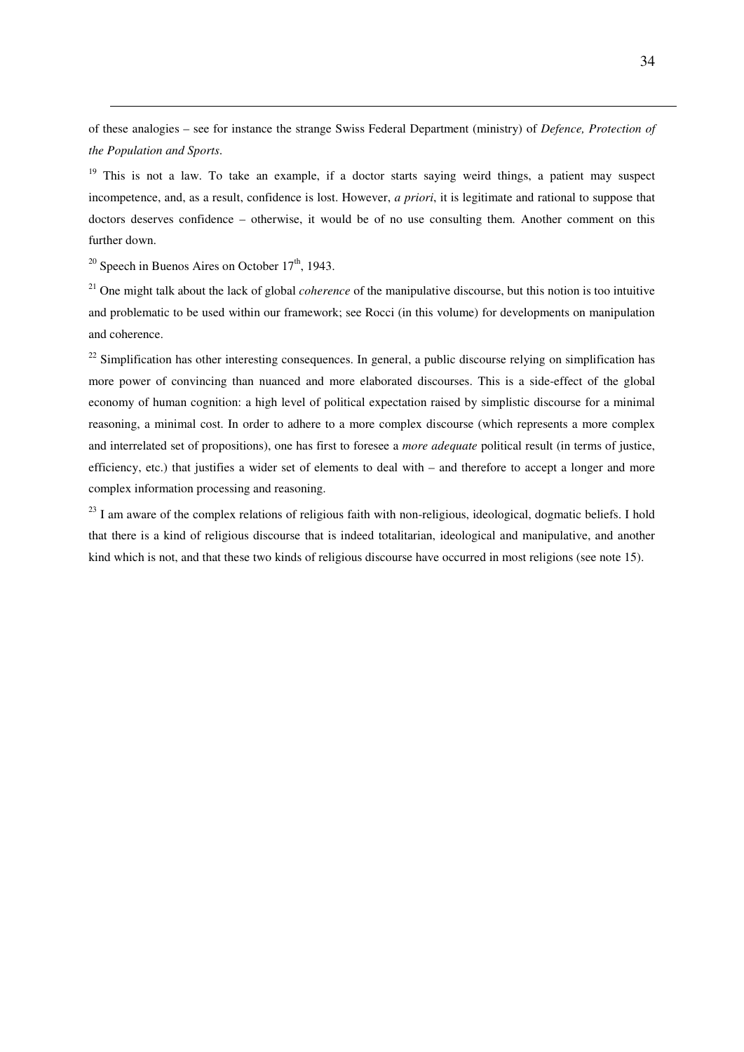of these analogies – see for instance the strange Swiss Federal Department (ministry) of *Defence, Protection of the Population and Sports*.

[19] This is not a law. To take an example, if a doctor starts saying weird things, a patient may suspect incompetence, and, as a result, confidence is lost. However, *a priori*, it is legitimate and rational to suppose that doctors deserves confidence – otherwise, it would be of no use consulting them. Another comment on this further down.

[20] Speech in Buenos Aires on October 17th, 1943.

[21] One might talk about the lack of global *coherence* of the manipulative discourse, but this notion is too intuitive and problematic to be used within our framework; see Rocci (in this volume) for developments on manipulation and coherence.

[22] Simplification has other interesting consequences. In general, a public discourse relying on simplification has more power of convincing than nuanced and more elaborated discourses. This is a side-effect of the global economy of human cognition: a high level of political expectation raised by simplistic discourse for a minimal reasoning, a minimal cost. In order to adhere to a more complex discourse (which represents a more complex and interrelated set of propositions), one has first to foresee a *more adequate* political result (in terms of justice, efficiency, etc.) that justifies a wider set of elements to deal with – and therefore to accept a longer and more complex information processing and reasoning.

[23] I am aware of the complex relations of religious faith with non-religious, ideological, dogmatic beliefs. I hold that there is a kind of religious discourse that is indeed totalitarian, ideological and manipulative, and another kind which is not, and that these two kinds of religious discourse have occurred in most religions (see note 15).